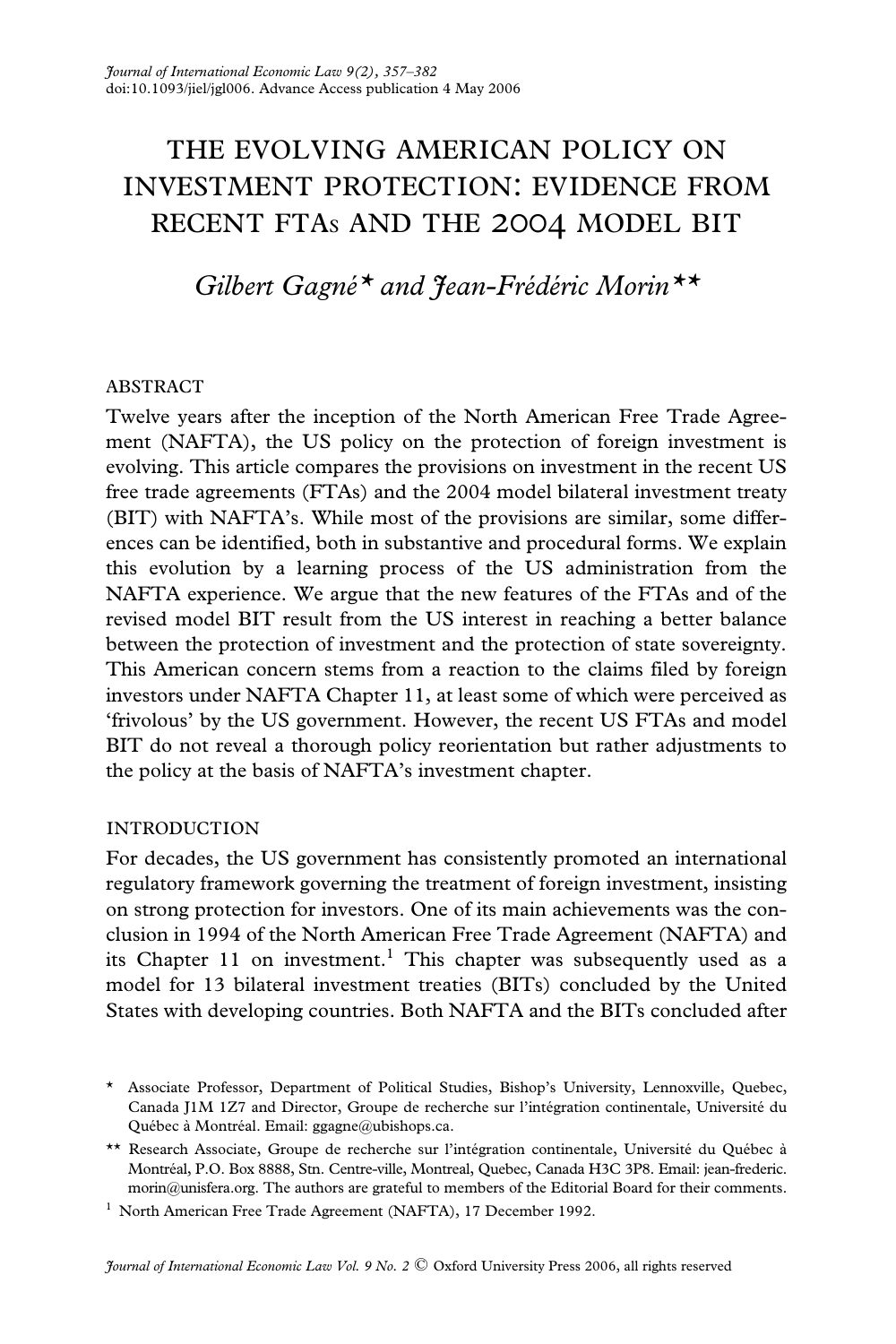# THE EVOLVING AMERICAN POLICY ON INVESTMENT PROTECTION: EVIDENCE FROM RECENT FTAs AND THE 2004 MODEL BIT

*Gilbert Gagné\* and Jean-Frédéric Morin\*\**

## ABSTRACT

Twelve years after the inception of the North American Free Trade Agreement (NAFTA), the US policy on the protection of foreign investment is evolving. This article compares the provisions on investment in the recent US free trade agreements (FTAs) and the 2004 model bilateral investment treaty (BIT) with NAFTA's. While most of the provisions are similar, some differences can be identified, both in substantive and procedural forms. We explain this evolution by a learning process of the US administration from the NAFTA experience. We argue that the new features of the FTAs and of the revised model BIT result from the US interest in reaching a better balance between the protection of investment and the protection of state sovereignty. This American concern stems from a reaction to the claims filed by foreign investors under NAFTA Chapter 11, at least some of which were perceived as 'frivolous' by the US government. However, the recent US FTAs and model BIT do not reveal a thorough policy reorientation but rather adjustments to the policy at the basis of NAFTA's investment chapter.

## INTRODUCTION

For decades, the US government has consistently promoted an international regulatory framework governing the treatment of foreign investment, insisting on strong protection for investors. One of its main achievements was the conclusion in 1994 of the North American Free Trade Agreement (NAFTA) and its Chapter 11 on investment.[1] This chapter was subsequently used as a model for 13 bilateral investment treaties (BITs) concluded by the United States with developing countries. Both NAFTA and the BITs concluded after

\* Associate Professor, Department of Political Studies, Bishop's University, Lennoxville, Quebec, Canada J1M 1Z7 and Director, Groupe de recherche sur l'intégration continentale, Université du Québec à Montréal. Email: ggagne@ubishops.ca.

\*\* Research Associate, Groupe de recherche sur l'intégration continentale, Université du Québec à Montréal, P.O. Box 8888, Stn. Centre-ville, Montreal, Quebec, Canada H3C 3P8. Email: jean-frederic.morin@unisfera.org. The authors are grateful to members of the Editorial Board for their comments.

[1] North American Free Trade Agreement (NAFTA), 17 December 1992.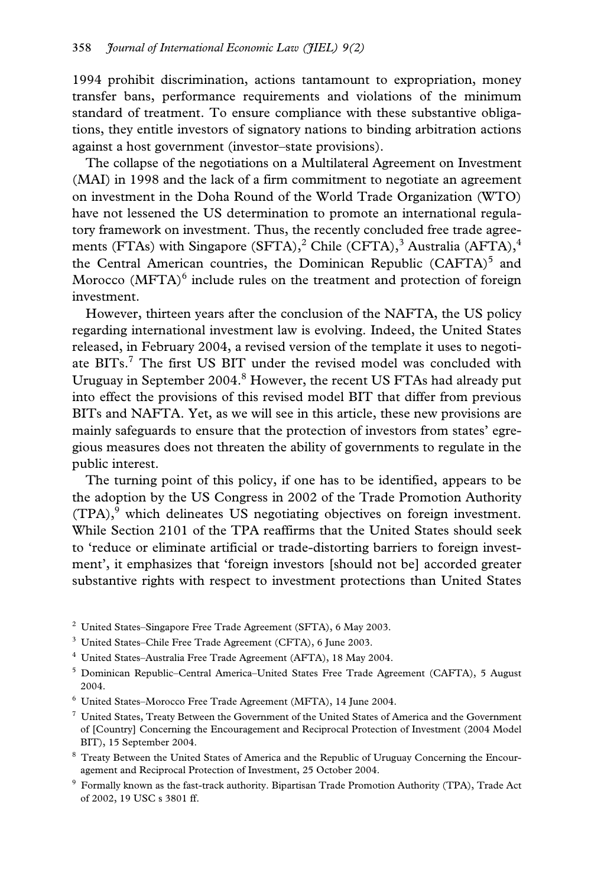1994 prohibit discrimination, actions tantamount to expropriation, money transfer bans, performance requirements and violations of the minimum standard of treatment. To ensure compliance with these substantive obligations, they entitle investors of signatory nations to binding arbitration actions against a host government (investor–state provisions).

The collapse of the negotiations on a Multilateral Agreement on Investment (MAI) in 1998 and the lack of a firm commitment to negotiate an agreement on investment in the Doha Round of the World Trade Organization (WTO) have not lessened the US determination to promote an international regulatory framework on investment. Thus, the recently concluded free trade agreements (FTAs) with Singapore (SFTA),[2] Chile (CFTA),[3] Australia (AFTA),[4] the Central American countries, the Dominican Republic (CAFTA)[5] and Morocco (MFTA)[6] include rules on the treatment and protection of foreign investment.

However, thirteen years after the conclusion of the NAFTA, the US policy regarding international investment law is evolving. Indeed, the United States released, in February 2004, a revised version of the template it uses to negotiate BITs.[7] The first US BIT under the revised model was concluded with Uruguay in September 2004.[8] However, the recent US FTAs had already put into effect the provisions of this revised model BIT that differ from previous BITs and NAFTA. Yet, as we will see in this article, these new provisions are mainly safeguards to ensure that the protection of investors from states' egregious measures does not threaten the ability of governments to regulate in the public interest.

The turning point of this policy, if one has to be identified, appears to be the adoption by the US Congress in 2002 of the Trade Promotion Authority (TPA),[9] which delineates US negotiating objectives on foreign investment. While Section 2101 of the TPA reaffirms that the United States should seek to 'reduce or eliminate artificial or trade-distorting barriers to foreign investment', it emphasizes that 'foreign investors [should not be] accorded greater substantive rights with respect to investment protections than United States

---

[2] United States–Singapore Free Trade Agreement (SFTA), 6 May 2003.

[3] United States–Chile Free Trade Agreement (CFTA), 6 June 2003.

[4] United States–Australia Free Trade Agreement (AFTA), 18 May 2004.

[5] Dominican Republic–Central America–United States Free Trade Agreement (CAFTA), 5 August 2004.

[6] United States–Morocco Free Trade Agreement (MFTA), 14 June 2004.

[7] United States, Treaty Between the Government of the United States of America and the Government of [Country] Concerning the Encouragement and Reciprocal Protection of Investment (2004 Model BIT), 15 September 2004.

[8] Treaty Between the United States of America and the Republic of Uruguay Concerning the Encouragement and Reciprocal Protection of Investment, 25 October 2004.

[9] Formally known as the fast-track authority. Bipartisan Trade Promotion Authority (TPA), Trade Act of 2002, 19 USC s 3801 ff.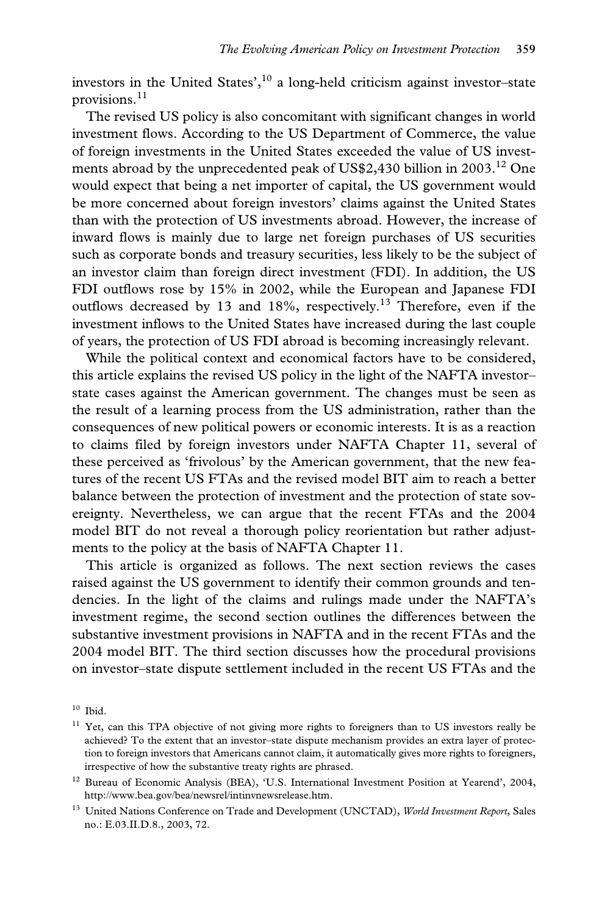investors in the United States',[10] a long-held criticism against investor–state provisions.[11]

The revised US policy is also concomitant with significant changes in world investment flows. According to the US Department of Commerce, the value of foreign investments in the United States exceeded the value of US investments abroad by the unprecedented peak of US$2,430 billion in 2003.[12] One would expect that being a net importer of capital, the US government would be more concerned about foreign investors' claims against the United States than with the protection of US investments abroad. However, the increase of inward flows is mainly due to large net foreign purchases of US securities such as corporate bonds and treasury securities, less likely to be the subject of an investor claim than foreign direct investment (FDI). In addition, the US FDI outflows rose by 15% in 2002, while the European and Japanese FDI outflows decreased by 13 and 18%, respectively.[13] Therefore, even if the investment inflows to the United States have increased during the last couple of years, the protection of US FDI abroad is becoming increasingly relevant.

While the political context and economical factors have to be considered, this article explains the revised US policy in the light of the NAFTA investor–state cases against the American government. The changes must be seen as the result of a learning process from the US administration, rather than the consequences of new political powers or economic interests. It is as a reaction to claims filed by foreign investors under NAFTA Chapter 11, several of these perceived as 'frivolous' by the American government, that the new features of the recent US FTAs and the revised model BIT aim to reach a better balance between the protection of investment and the protection of state sovereignty. Nevertheless, we can argue that the recent FTAs and the 2004 model BIT do not reveal a thorough policy reorientation but rather adjustments to the policy at the basis of NAFTA Chapter 11.

This article is organized as follows. The next section reviews the cases raised against the US government to identify their common grounds and tendencies. In the light of the claims and rulings made under the NAFTA's investment regime, the second section outlines the differences between the substantive investment provisions in NAFTA and in the recent FTAs and the 2004 model BIT. The third section discusses how the procedural provisions on investor–state dispute settlement included in the recent US FTAs and the

[10] Ibid.

[11] Yet, can this TPA objective of not giving more rights to foreigners than to US investors really be achieved? To the extent that an investor–state dispute mechanism provides an extra layer of protection to foreign investors that Americans cannot claim, it automatically gives more rights to foreigners, irrespective of how the substantive treaty rights are phrased.

[12] Bureau of Economic Analysis (BEA), 'U.S. International Investment Position at Yearend', 2004, http://www.bea.gov/bea/newsrel/intinvnewsrelease.htm.

[13] United Nations Conference on Trade and Development (UNCTAD), *World Investment Report*, Sales no.: E.03.II.D.8., 2003, 72.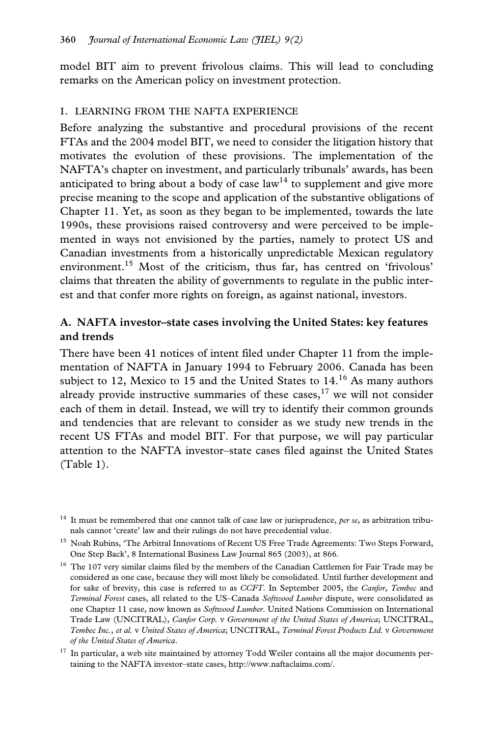model BIT aim to prevent frivolous claims. This will lead to concluding remarks on the American policy on investment protection.

## I. LEARNING FROM THE NAFTA EXPERIENCE

Before analyzing the substantive and procedural provisions of the recent FTAs and the 2004 model BIT, we need to consider the litigation history that motivates the evolution of these provisions. The implementation of the NAFTA's chapter on investment, and particularly tribunals' awards, has been anticipated to bring about a body of case law[14] to supplement and give more precise meaning to the scope and application of the substantive obligations of Chapter 11. Yet, as soon as they began to be implemented, towards the late 1990s, these provisions raised controversy and were perceived to be implemented in ways not envisioned by the parties, namely to protect US and Canadian investments from a historically unpredictable Mexican regulatory environment.[15] Most of the criticism, thus far, has centred on 'frivolous' claims that threaten the ability of governments to regulate in the public interest and that confer more rights on foreign, as against national, investors.

### A. NAFTA investor–state cases involving the United States: key features and trends

There have been 41 notices of intent filed under Chapter 11 from the implementation of NAFTA in January 1994 to February 2006. Canada has been subject to 12, Mexico to 15 and the United States to 14.[16] As many authors already provide instructive summaries of these cases,[17] we will not consider each of them in detail. Instead, we will try to identify their common grounds and tendencies that are relevant to consider as we study new trends in the recent US FTAs and model BIT. For that purpose, we will pay particular attention to the NAFTA investor–state cases filed against the United States (Table 1).

---

[14] It must be remembered that one cannot talk of case law or jurisprudence, *per se*, as arbitration tribunals cannot 'create' law and their rulings do not have precedential value.

[15] Noah Rubins, 'The Arbitral Innovations of Recent US Free Trade Agreements: Two Steps Forward, One Step Back', 8 International Business Law Journal 865 (2003), at 866.

[16] The 107 very similar claims filed by the members of the Canadian Cattlemen for Fair Trade may be considered as one case, because they will most likely be consolidated. Until further development and for sake of brevity, this case is referred to as *CCFT*. In September 2005, the *Canfor*, *Tembec* and *Terminal Forest* cases, all related to the US–Canada *Softwood Lumber* dispute, were consolidated as one Chapter 11 case, now known as *Softwood Lumber*. United Nations Commission on International Trade Law (UNCITRAL), *Canfor Corp.* v *Government of the United States of America*; UNCITRAL, *Tembec Inc., et al.* v *United States of America*; UNCITRAL, *Terminal Forest Products Ltd.* v *Government of the United States of America*.

[17] In particular, a web site maintained by attorney Todd Weiler contains all the major documents pertaining to the NAFTA investor–state cases, http://www.naftaclaims.com/.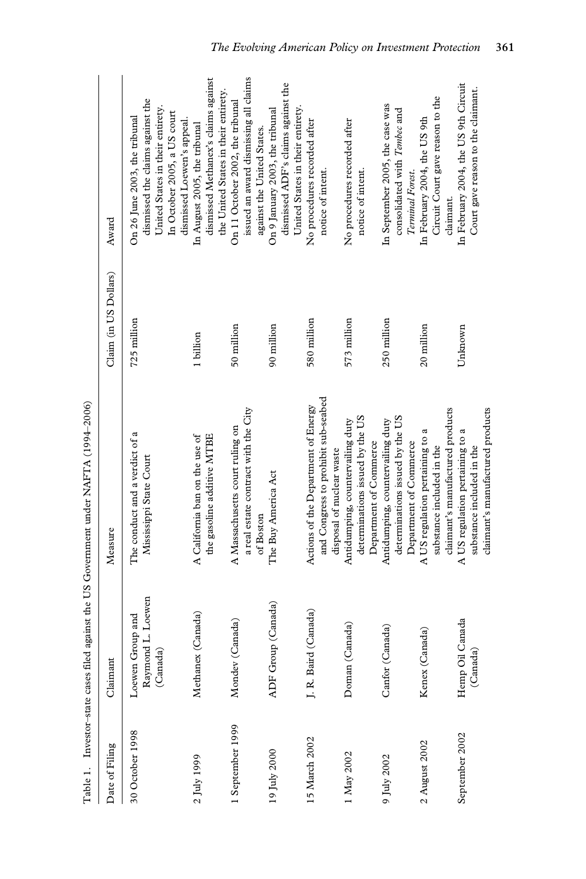Table 1. Investor–state cases filed against the US Government under NAFTA (1994–2006)

| Date of Filing | Claimant | Measure | Claim (in US Dollars) | Award |
|---|---|---|---|---|
| 30 October 1998 | Loewen Group and Raymond L. Loewen (Canada) | The conduct and a verdict of a Mississippi State Court | 725 million | On 26 June 2003, the tribunal dismissed the claims against the United States in their entirety. In October 2005, a US court dismissed Loewen's appeal. |
| 2 July 1999 | Methanex (Canada) | A California ban on the use of the gasoline additive MTBE | 1 billion | In August 2005, the tribunal dismissed Methanex's claims against the United States in their entirety. |
| 1 September 1999 | Mondev (Canada) | A Massachusetts court ruling on a real estate contract with the City of Boston | 50 million | On 11 October 2002, the tribunal issued an award dismissing all claims against the United States. |
| 19 July 2000 | ADF Group (Canada) | The Buy America Act | 90 million | On 9 January 2003, the tribunal dismissed ADF's claims against the United States in their entirety. |
| 15 March 2002 | J. R. Baird (Canada) | Actions of the Department of Energy and Congress to prohibit sub-seabed disposal of nuclear waste | 580 million | No procedures recorded after notice of intent. |
| 1 May 2002 | Doman (Canada) | Antidumping, countervailing duty determinations issued by the US Department of Commerce | 573 million | No procedures recorded after notice of intent. |
| 9 July 2002 | Canfor (Canada) | Antidumping, countervailing duty determinations issued by the US Department of Commerce | 250 million | In September 2005, the case was consolidated with *Tembec* and *Terminal Forest*. |
| 2 August 2002 | Kenex (Canada) | A US regulation pertaining to a substance included in the claimant's manufactured products | 20 million | In February 2004, the US 9th Circuit Court gave reason to the claimant. |
| September 2002 | Hemp Oil Canada (Canada) | A US regulation pertaining to a substance included in the claimant's manufactured products | Unknown | In February 2004, the US 9th Circuit Court gave reason to the claimant. |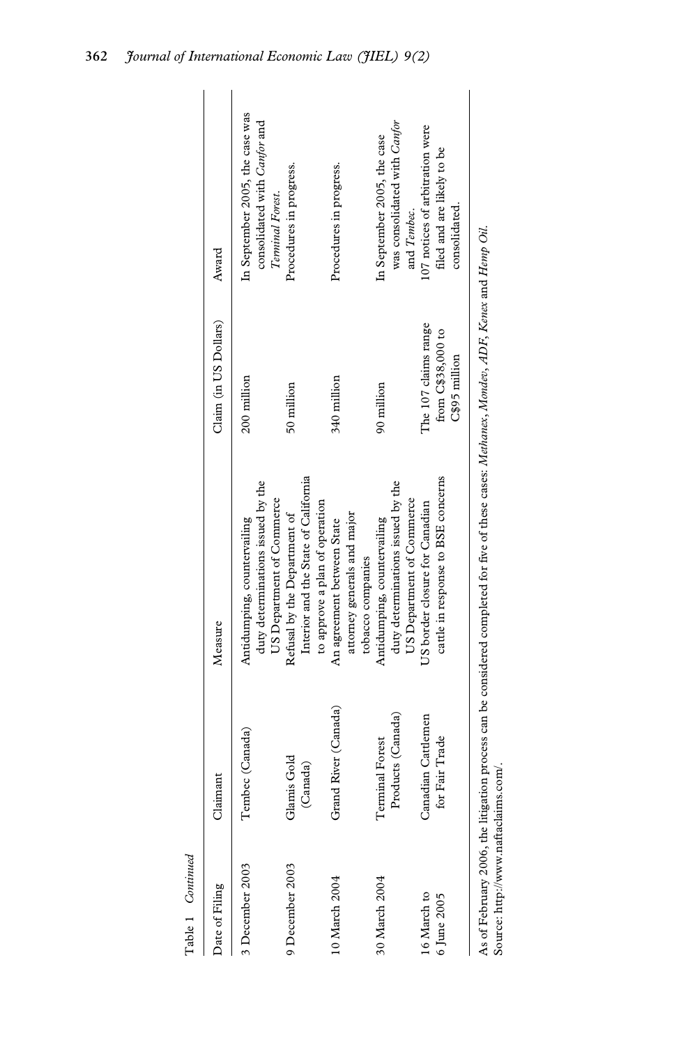Table 1 *Continued*

| Date of Filing | Claimant | Measure | Claim (in US Dollars) | Award |
|---|---|---|---|---|
| 3 December 2003 | Tembec (Canada) | Antidumping, countervailing duty determinations issued by the US Department of Commerce | 200 million | In September 2005, the case was consolidated with *Canfor* and *Terminal Forest*. |
| 9 December 2003 | Glamis Gold (Canada) | Refusal by the Department of Interior and the State of California to approve a plan of operation | 50 million | Procedures in progress. |
| 10 March 2004 | Grand River (Canada) | An agreement between State attorney generals and major tobacco companies | 340 million | Procedures in progress. |
| 30 March 2004 | Terminal Forest Products (Canada) | Antidumping, countervailing duty determinations issued by the US Department of Commerce | 90 million | In September 2005, the case was consolidated with *Canfor* and *Tembec*. |
| 16 March to 6 June 2005 | Canadian Cattlemen for Fair Trade | US border closure for Canadian cattle in response to BSE concerns | The 107 claims range from C$38,000 to C$95 million | 107 notices of arbitration were filed and are likely to be consolidated. |

As of February 2006, the litigation process can be considered completed for five of these cases: *Methanex*, *Mondev*, *ADF*, *Kenex* and *Hemp Oil*.
Source: http://www.naftaclaims.com/.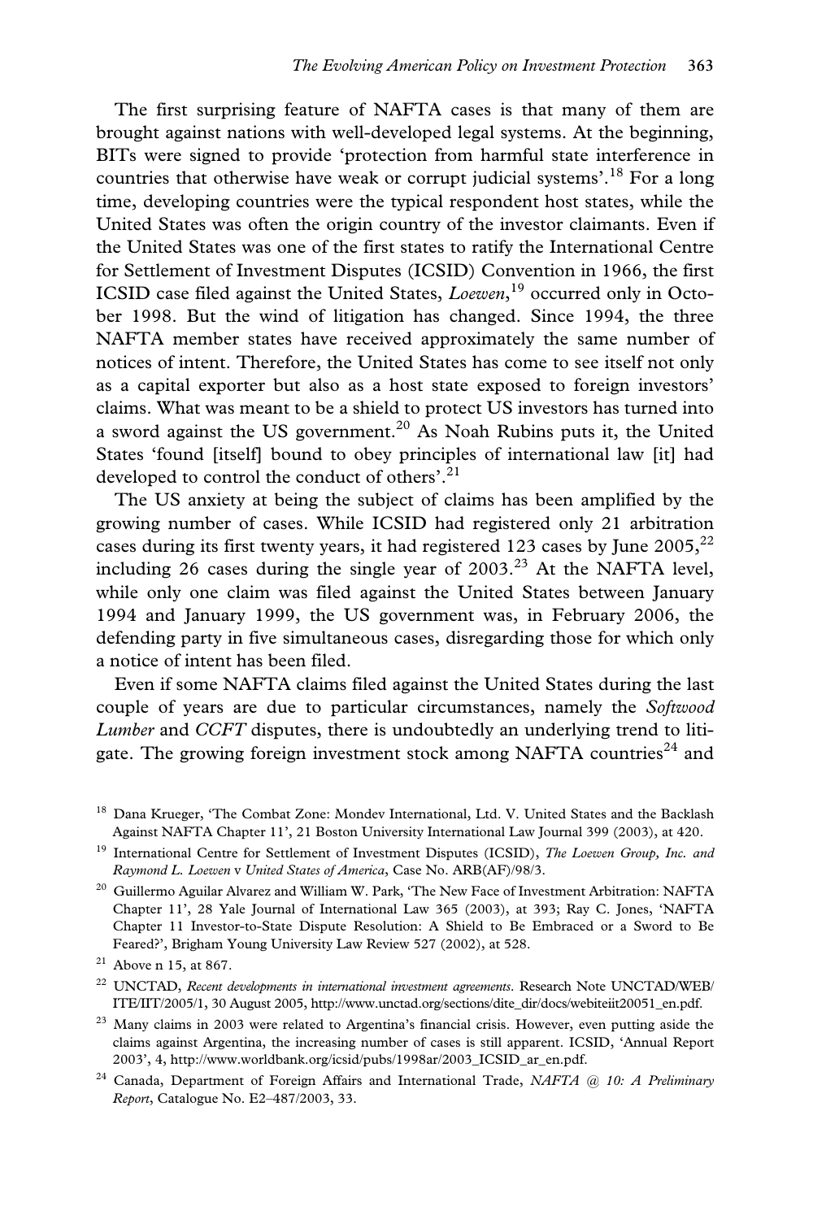The first surprising feature of NAFTA cases is that many of them are brought against nations with well-developed legal systems. At the beginning, BITs were signed to provide 'protection from harmful state interference in countries that otherwise have weak or corrupt judicial systems'.[18] For a long time, developing countries were the typical respondent host states, while the United States was often the origin country of the investor claimants. Even if the United States was one of the first states to ratify the International Centre for Settlement of Investment Disputes (ICSID) Convention in 1966, the first ICSID case filed against the United States, *Loewen*,[19] occurred only in October 1998. But the wind of litigation has changed. Since 1994, the three NAFTA member states have received approximately the same number of notices of intent. Therefore, the United States has come to see itself not only as a capital exporter but also as a host state exposed to foreign investors' claims. What was meant to be a shield to protect US investors has turned into a sword against the US government.[20] As Noah Rubins puts it, the United States 'found [itself] bound to obey principles of international law [it] had developed to control the conduct of others'.[21]

The US anxiety at being the subject of claims has been amplified by the growing number of cases. While ICSID had registered only 21 arbitration cases during its first twenty years, it had registered 123 cases by June 2005,[22] including 26 cases during the single year of 2003.[23] At the NAFTA level, while only one claim was filed against the United States between January 1994 and January 1999, the US government was, in February 2006, the defending party in five simultaneous cases, disregarding those for which only a notice of intent has been filed.

Even if some NAFTA claims filed against the United States during the last couple of years are due to particular circumstances, namely the *Softwood Lumber* and *CCFT* disputes, there is undoubtedly an underlying trend to litigate. The growing foreign investment stock among NAFTA countries[24] and

---

[18] Dana Krueger, 'The Combat Zone: Mondev International, Ltd. V. United States and the Backlash Against NAFTA Chapter 11', 21 Boston University International Law Journal 399 (2003), at 420.

[19] International Centre for Settlement of Investment Disputes (ICSID), *The Loewen Group, Inc. and Raymond L. Loewen* v *United States of America*, Case No. ARB(AF)/98/3.

[20] Guillermo Aguilar Alvarez and William W. Park, 'The New Face of Investment Arbitration: NAFTA Chapter 11', 28 Yale Journal of International Law 365 (2003), at 393; Ray C. Jones, 'NAFTA Chapter 11 Investor-to-State Dispute Resolution: A Shield to Be Embraced or a Sword to Be Feared?', Brigham Young University Law Review 527 (2002), at 528.

[21] Above n 15, at 867.

[22] UNCTAD, *Recent developments in international investment agreements*. Research Note UNCTAD/WEB/ITE/IIT/2005/1, 30 August 2005, http://www.unctad.org/sections/dite_dir/docs/webiteiit20051_en.pdf.

[23] Many claims in 2003 were related to Argentina's financial crisis. However, even putting aside the claims against Argentina, the increasing number of cases is still apparent. ICSID, 'Annual Report 2003', 4, http://www.worldbank.org/icsid/pubs/1998ar/2003_ICSID_ar_en.pdf.

[24] Canada, Department of Foreign Affairs and International Trade, *NAFTA @ 10: A Preliminary Report*, Catalogue No. E2–487/2003, 33.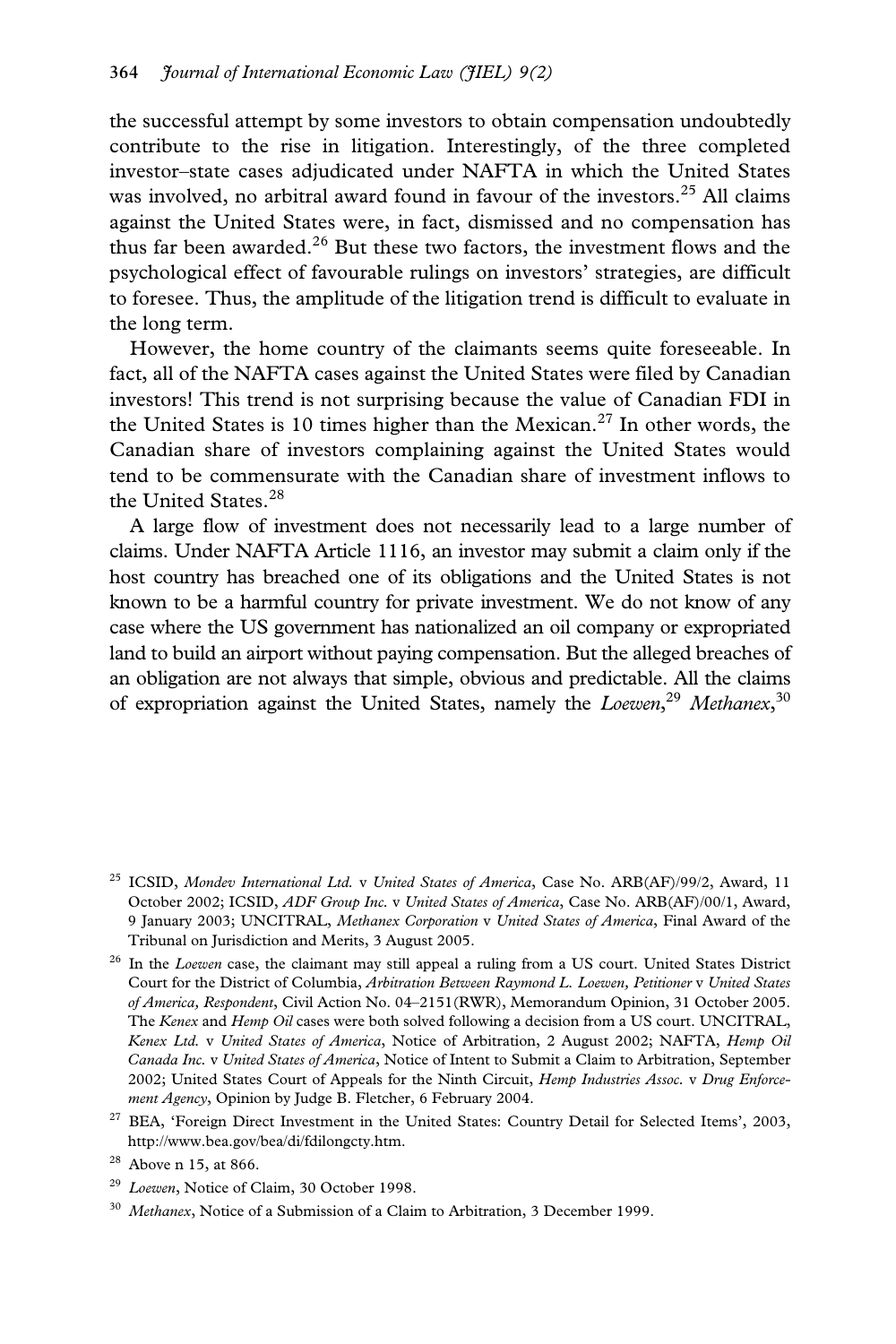the successful attempt by some investors to obtain compensation undoubtedly contribute to the rise in litigation. Interestingly, of the three completed investor–state cases adjudicated under NAFTA in which the United States was involved, no arbitral award found in favour of the investors.[25] All claims against the United States were, in fact, dismissed and no compensation has thus far been awarded.[26] But these two factors, the investment flows and the psychological effect of favourable rulings on investors' strategies, are difficult to foresee. Thus, the amplitude of the litigation trend is difficult to evaluate in the long term.

However, the home country of the claimants seems quite foreseeable. In fact, all of the NAFTA cases against the United States were filed by Canadian investors! This trend is not surprising because the value of Canadian FDI in the United States is 10 times higher than the Mexican.[27] In other words, the Canadian share of investors complaining against the United States would tend to be commensurate with the Canadian share of investment inflows to the United States.[28]

A large flow of investment does not necessarily lead to a large number of claims. Under NAFTA Article 1116, an investor may submit a claim only if the host country has breached one of its obligations and the United States is not known to be a harmful country for private investment. We do not know of any case where the US government has nationalized an oil company or expropriated land to build an airport without paying compensation. But the alleged breaches of an obligation are not always that simple, obvious and predictable. All the claims of expropriation against the United States, namely the *Loewen*,[29] *Methanex*,[30]

---

[25] ICSID, *Mondev International Ltd.* v *United States of America*, Case No. ARB(AF)/99/2, Award, 11 October 2002; ICSID, *ADF Group Inc.* v *United States of America*, Case No. ARB(AF)/00/1, Award, 9 January 2003; UNCITRAL, *Methanex Corporation* v *United States of America*, Final Award of the Tribunal on Jurisdiction and Merits, 3 August 2005.

[26] In the *Loewen* case, the claimant may still appeal a ruling from a US court. United States District Court for the District of Columbia, *Arbitration Between Raymond L. Loewen, Petitioner* v *United States of America, Respondent*, Civil Action No. 04–2151(RWR), Memorandum Opinion, 31 October 2005. The *Kenex* and *Hemp Oil* cases were both solved following a decision from a US court. UNCITRAL, *Kenex Ltd.* v *United States of America*, Notice of Arbitration, 2 August 2002; NAFTA, *Hemp Oil Canada Inc.* v *United States of America*, Notice of Intent to Submit a Claim to Arbitration, September 2002; United States Court of Appeals for the Ninth Circuit, *Hemp Industries Assoc.* v *Drug Enforcement Agency*, Opinion by Judge B. Fletcher, 6 February 2004.

[27] BEA, 'Foreign Direct Investment in the United States: Country Detail for Selected Items', 2003, http://www.bea.gov/bea/di/fdilongcty.htm.

[28] Above n 15, at 866.

[29] *Loewen*, Notice of Claim, 30 October 1998.

[30] *Methanex*, Notice of a Submission of a Claim to Arbitration, 3 December 1999.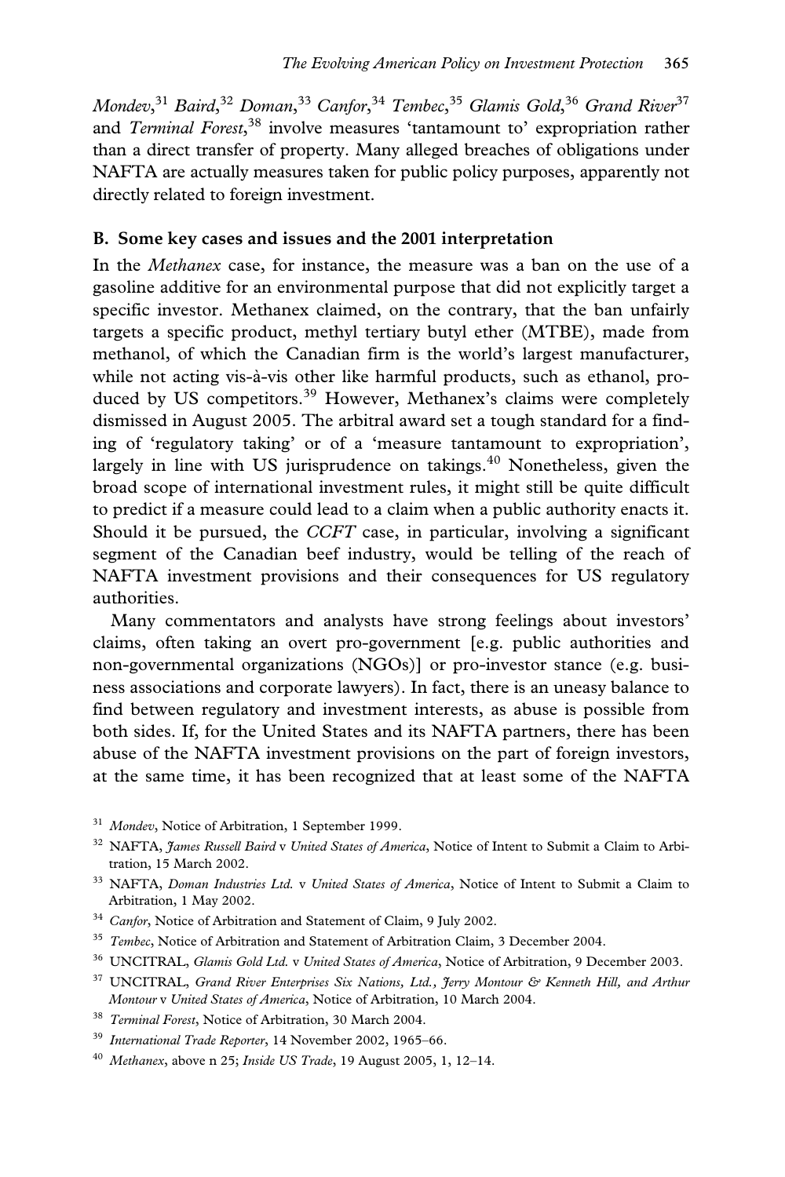*Mondev*,[31] *Baird*,[32] *Doman*,[33] *Canfor*,[34] *Tembec*,[35] *Glamis Gold*,[36] *Grand River*[37] and *Terminal Forest*,[38] involve measures 'tantamount to' expropriation rather than a direct transfer of property. Many alleged breaches of obligations under NAFTA are actually measures taken for public policy purposes, apparently not directly related to foreign investment.

### B. Some key cases and issues and the 2001 interpretation

In the *Methanex* case, for instance, the measure was a ban on the use of a gasoline additive for an environmental purpose that did not explicitly target a specific investor. Methanex claimed, on the contrary, that the ban unfairly targets a specific product, methyl tertiary butyl ether (MTBE), made from methanol, of which the Canadian firm is the world's largest manufacturer, while not acting vis-à-vis other like harmful products, such as ethanol, produced by US competitors.[39] However, Methanex's claims were completely dismissed in August 2005. The arbitral award set a tough standard for a finding of 'regulatory taking' or of a 'measure tantamount to expropriation', largely in line with US jurisprudence on takings.[40] Nonetheless, given the broad scope of international investment rules, it might still be quite difficult to predict if a measure could lead to a claim when a public authority enacts it. Should it be pursued, the *CCFT* case, in particular, involving a significant segment of the Canadian beef industry, would be telling of the reach of NAFTA investment provisions and their consequences for US regulatory authorities.

Many commentators and analysts have strong feelings about investors' claims, often taking an overt pro-government [e.g. public authorities and non-governmental organizations (NGOs)] or pro-investor stance (e.g. business associations and corporate lawyers). In fact, there is an uneasy balance to find between regulatory and investment interests, as abuse is possible from both sides. If, for the United States and its NAFTA partners, there has been abuse of the NAFTA investment provisions on the part of foreign investors, at the same time, it has been recognized that at least some of the NAFTA

---

[31] *Mondev*, Notice of Arbitration, 1 September 1999.

[32] NAFTA, *James Russell Baird* v *United States of America*, Notice of Intent to Submit a Claim to Arbitration, 15 March 2002.

[33] NAFTA, *Doman Industries Ltd.* v *United States of America*, Notice of Intent to Submit a Claim to Arbitration, 1 May 2002.

[34] *Canfor*, Notice of Arbitration and Statement of Claim, 9 July 2002.

[35] *Tembec*, Notice of Arbitration and Statement of Arbitration Claim, 3 December 2004.

[36] UNCITRAL, *Glamis Gold Ltd.* v *United States of America*, Notice of Arbitration, 9 December 2003.

[37] UNCITRAL, *Grand River Enterprises Six Nations, Ltd., Jerry Montour & Kenneth Hill, and Arthur Montour* v *United States of America*, Notice of Arbitration, 10 March 2004.

[38] *Terminal Forest*, Notice of Arbitration, 30 March 2004.

[39] *International Trade Reporter*, 14 November 2002, 1965–66.

[40] *Methanex*, above n 25; *Inside US Trade*, 19 August 2005, 1, 12–14.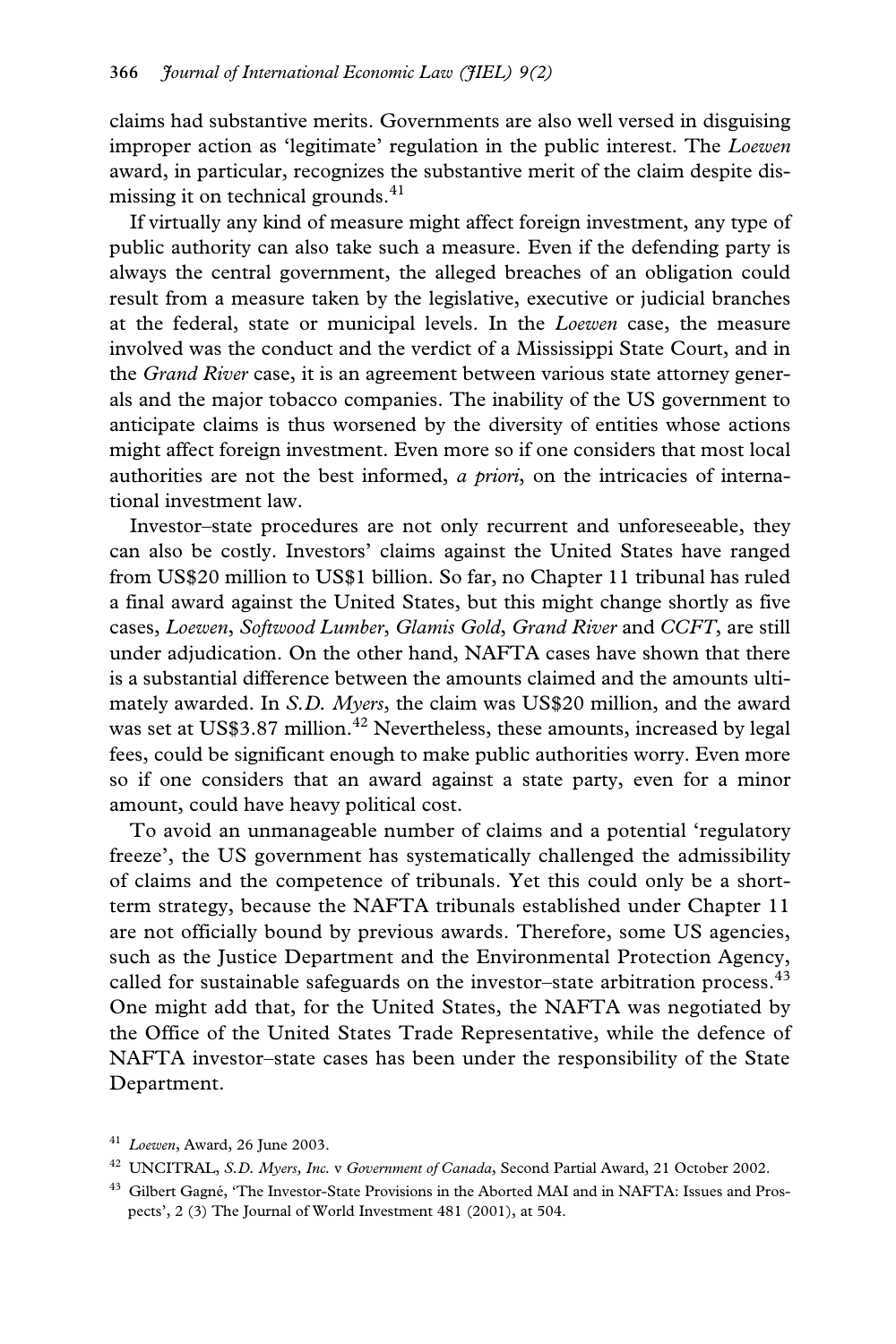claims had substantive merits. Governments are also well versed in disguising improper action as 'legitimate' regulation in the public interest. The *Loewen* award, in particular, recognizes the substantive merit of the claim despite dismissing it on technical grounds.[41]

If virtually any kind of measure might affect foreign investment, any type of public authority can also take such a measure. Even if the defending party is always the central government, the alleged breaches of an obligation could result from a measure taken by the legislative, executive or judicial branches at the federal, state or municipal levels. In the *Loewen* case, the measure involved was the conduct and the verdict of a Mississippi State Court, and in the *Grand River* case, it is an agreement between various state attorney generals and the major tobacco companies. The inability of the US government to anticipate claims is thus worsened by the diversity of entities whose actions might affect foreign investment. Even more so if one considers that most local authorities are not the best informed, *a priori*, on the intricacies of international investment law.

Investor–state procedures are not only recurrent and unforeseeable, they can also be costly. Investors' claims against the United States have ranged from US$20 million to US$1 billion. So far, no Chapter 11 tribunal has ruled a final award against the United States, but this might change shortly as five cases, *Loewen*, *Softwood Lumber*, *Glamis Gold*, *Grand River* and *CCFT*, are still under adjudication. On the other hand, NAFTA cases have shown that there is a substantial difference between the amounts claimed and the amounts ultimately awarded. In *S.D. Myers*, the claim was US$20 million, and the award was set at US$3.87 million.[42] Nevertheless, these amounts, increased by legal fees, could be significant enough to make public authorities worry. Even more so if one considers that an award against a state party, even for a minor amount, could have heavy political cost.

To avoid an unmanageable number of claims and a potential 'regulatory freeze', the US government has systematically challenged the admissibility of claims and the competence of tribunals. Yet this could only be a short-term strategy, because the NAFTA tribunals established under Chapter 11 are not officially bound by previous awards. Therefore, some US agencies, such as the Justice Department and the Environmental Protection Agency, called for sustainable safeguards on the investor–state arbitration process.[43] One might add that, for the United States, the NAFTA was negotiated by the Office of the United States Trade Representative, while the defence of NAFTA investor–state cases has been under the responsibility of the State Department.

[41] *Loewen*, Award, 26 June 2003.

[42] UNCITRAL, *S.D. Myers, Inc.* v *Government of Canada*, Second Partial Award, 21 October 2002.

[43] Gilbert Gagné, 'The Investor-State Provisions in the Aborted MAI and in NAFTA: Issues and Prospects', 2 (3) The Journal of World Investment 481 (2001), at 504.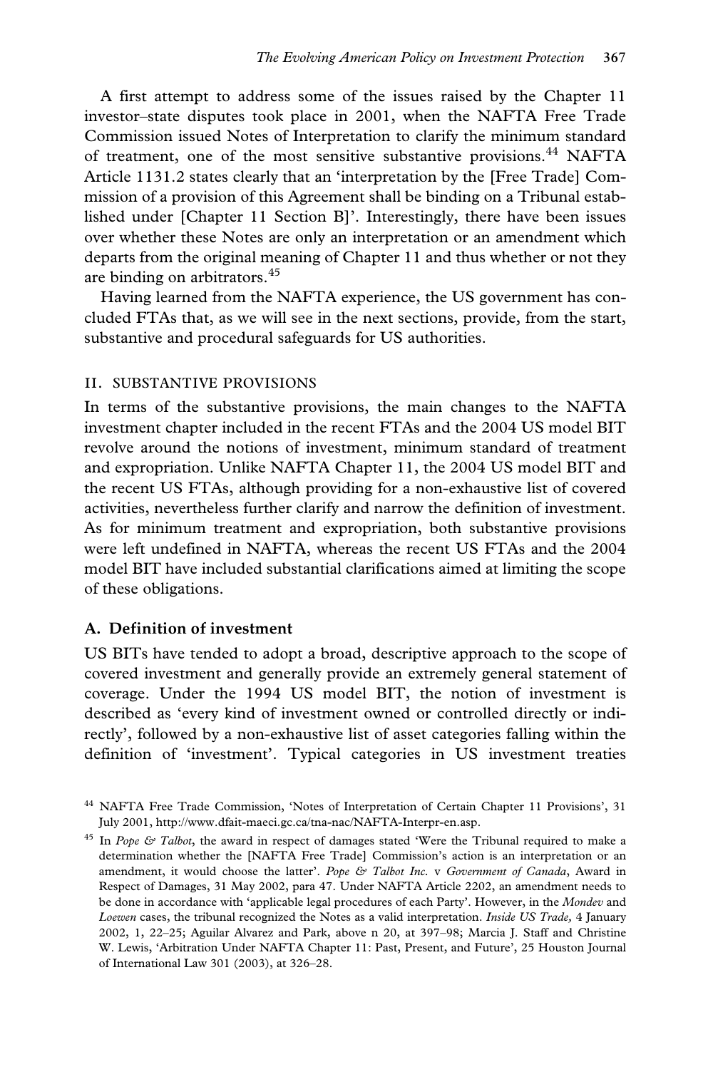A first attempt to address some of the issues raised by the Chapter 11 investor–state disputes took place in 2001, when the NAFTA Free Trade Commission issued Notes of Interpretation to clarify the minimum standard of treatment, one of the most sensitive substantive provisions.[44] NAFTA Article 1131.2 states clearly that an 'interpretation by the [Free Trade] Commission of a provision of this Agreement shall be binding on a Tribunal established under [Chapter 11 Section B]'. Interestingly, there have been issues over whether these Notes are only an interpretation or an amendment which departs from the original meaning of Chapter 11 and thus whether or not they are binding on arbitrators.[45]

Having learned from the NAFTA experience, the US government has concluded FTAs that, as we will see in the next sections, provide, from the start, substantive and procedural safeguards for US authorities.

## II. SUBSTANTIVE PROVISIONS

In terms of the substantive provisions, the main changes to the NAFTA investment chapter included in the recent FTAs and the 2004 US model BIT revolve around the notions of investment, minimum standard of treatment and expropriation. Unlike NAFTA Chapter 11, the 2004 US model BIT and the recent US FTAs, although providing for a non-exhaustive list of covered activities, nevertheless further clarify and narrow the definition of investment. As for minimum treatment and expropriation, both substantive provisions were left undefined in NAFTA, whereas the recent US FTAs and the 2004 model BIT have included substantial clarifications aimed at limiting the scope of these obligations.

### A. Definition of investment

US BITs have tended to adopt a broad, descriptive approach to the scope of covered investment and generally provide an extremely general statement of coverage. Under the 1994 US model BIT, the notion of investment is described as 'every kind of investment owned or controlled directly or indirectly', followed by a non-exhaustive list of asset categories falling within the definition of 'investment'. Typical categories in US investment treaties

---

[44] NAFTA Free Trade Commission, 'Notes of Interpretation of Certain Chapter 11 Provisions', 31 July 2001, http://www.dfait-maeci.gc.ca/tna-nac/NAFTA-Interpr-en.asp.

[45] In *Pope & Talbot*, the award in respect of damages stated 'Were the Tribunal required to make a determination whether the [NAFTA Free Trade] Commission's action is an interpretation or an amendment, it would choose the latter'. *Pope & Talbot Inc.* v *Government of Canada*, Award in Respect of Damages, 31 May 2002, para 47. Under NAFTA Article 2202, an amendment needs to be done in accordance with 'applicable legal procedures of each Party'. However, in the *Mondev* and *Loewen* cases, the tribunal recognized the Notes as a valid interpretation. *Inside US Trade,* 4 January 2002, 1, 22–25; Aguilar Alvarez and Park, above n 20, at 397–98; Marcia J. Staff and Christine W. Lewis, 'Arbitration Under NAFTA Chapter 11: Past, Present, and Future', 25 Houston Journal of International Law 301 (2003), at 326–28.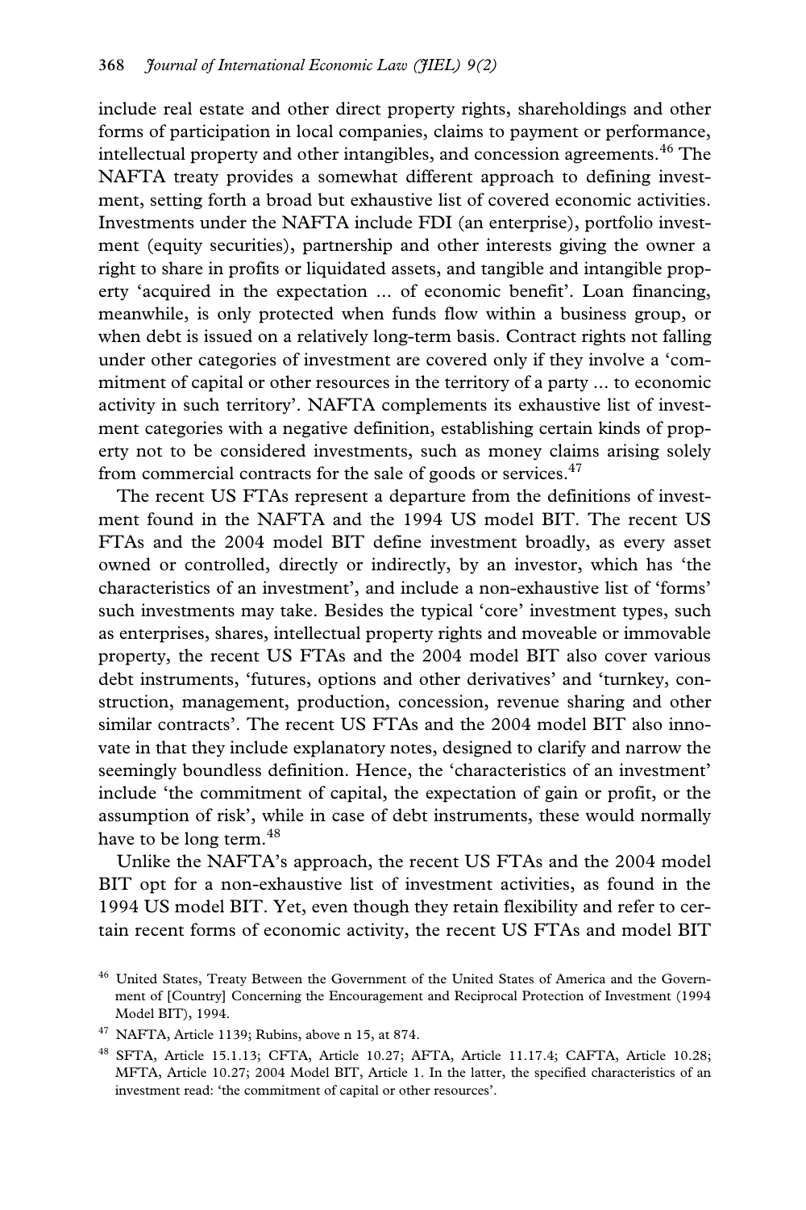include real estate and other direct property rights, shareholdings and other forms of participation in local companies, claims to payment or performance, intellectual property and other intangibles, and concession agreements.[46] The NAFTA treaty provides a somewhat different approach to defining investment, setting forth a broad but exhaustive list of covered economic activities. Investments under the NAFTA include FDI (an enterprise), portfolio investment (equity securities), partnership and other interests giving the owner a right to share in profits or liquidated assets, and tangible and intangible property 'acquired in the expectation ... of economic benefit'. Loan financing, meanwhile, is only protected when funds flow within a business group, or when debt is issued on a relatively long-term basis. Contract rights not falling under other categories of investment are covered only if they involve a 'commitment of capital or other resources in the territory of a party ... to economic activity in such territory'. NAFTA complements its exhaustive list of investment categories with a negative definition, establishing certain kinds of property not to be considered investments, such as money claims arising solely from commercial contracts for the sale of goods or services.[47]

The recent US FTAs represent a departure from the definitions of investment found in the NAFTA and the 1994 US model BIT. The recent US FTAs and the 2004 model BIT define investment broadly, as every asset owned or controlled, directly or indirectly, by an investor, which has 'the characteristics of an investment', and include a non-exhaustive list of 'forms' such investments may take. Besides the typical 'core' investment types, such as enterprises, shares, intellectual property rights and moveable or immovable property, the recent US FTAs and the 2004 model BIT also cover various debt instruments, 'futures, options and other derivatives' and 'turnkey, construction, management, production, concession, revenue sharing and other similar contracts'. The recent US FTAs and the 2004 model BIT also innovate in that they include explanatory notes, designed to clarify and narrow the seemingly boundless definition. Hence, the 'characteristics of an investment' include 'the commitment of capital, the expectation of gain or profit, or the assumption of risk', while in case of debt instruments, these would normally have to be long term.[48]

Unlike the NAFTA's approach, the recent US FTAs and the 2004 model BIT opt for a non-exhaustive list of investment activities, as found in the 1994 US model BIT. Yet, even though they retain flexibility and refer to certain recent forms of economic activity, the recent US FTAs and model BIT

[46] United States, Treaty Between the Government of the United States of America and the Government of [Country] Concerning the Encouragement and Reciprocal Protection of Investment (1994 Model BIT), 1994.

[47] NAFTA, Article 1139; Rubins, above n 15, at 874.

[48] SFTA, Article 15.1.13; CFTA, Article 10.27; AFTA, Article 11.17.4; CAFTA, Article 10.28; MFTA, Article 10.27; 2004 Model BIT, Article 1. In the latter, the specified characteristics of an investment read: 'the commitment of capital or other resources'.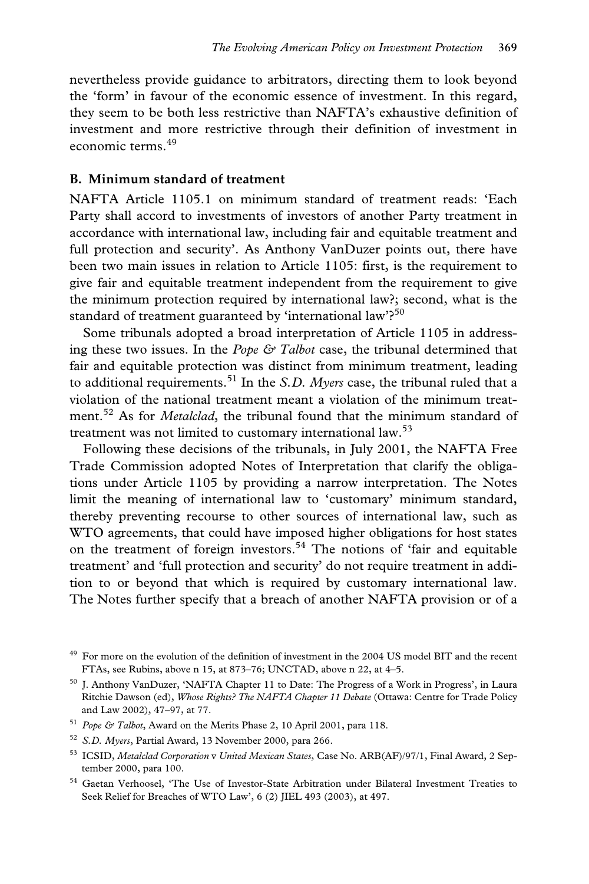nevertheless provide guidance to arbitrators, directing them to look beyond the 'form' in favour of the economic essence of investment. In this regard, they seem to be both less restrictive than NAFTA's exhaustive definition of investment and more restrictive through their definition of investment in economic terms.[49]

### B. Minimum standard of treatment

NAFTA Article 1105.1 on minimum standard of treatment reads: 'Each Party shall accord to investments of investors of another Party treatment in accordance with international law, including fair and equitable treatment and full protection and security'. As Anthony VanDuzer points out, there have been two main issues in relation to Article 1105: first, is the requirement to give fair and equitable treatment independent from the requirement to give the minimum protection required by international law?; second, what is the standard of treatment guaranteed by 'international law'?[50]

Some tribunals adopted a broad interpretation of Article 1105 in addressing these two issues. In the *Pope & Talbot* case, the tribunal determined that fair and equitable protection was distinct from minimum treatment, leading to additional requirements.[51] In the *S.D. Myers* case, the tribunal ruled that a violation of the national treatment meant a violation of the minimum treatment.[52] As for *Metalclad*, the tribunal found that the minimum standard of treatment was not limited to customary international law.[53]

Following these decisions of the tribunals, in July 2001, the NAFTA Free Trade Commission adopted Notes of Interpretation that clarify the obligations under Article 1105 by providing a narrow interpretation. The Notes limit the meaning of international law to 'customary' minimum standard, thereby preventing recourse to other sources of international law, such as WTO agreements, that could have imposed higher obligations for host states on the treatment of foreign investors.[54] The notions of 'fair and equitable treatment' and 'full protection and security' do not require treatment in addition to or beyond that which is required by customary international law. The Notes further specify that a breach of another NAFTA provision or of a

---

[49] For more on the evolution of the definition of investment in the 2004 US model BIT and the recent FTAs, see Rubins, above n 15, at 873–76; UNCTAD, above n 22, at 4–5.

[50] J. Anthony VanDuzer, 'NAFTA Chapter 11 to Date: The Progress of a Work in Progress', in Laura Ritchie Dawson (ed), *Whose Rights? The NAFTA Chapter 11 Debate* (Ottawa: Centre for Trade Policy and Law 2002), 47–97, at 77.

[51] *Pope & Talbot*, Award on the Merits Phase 2, 10 April 2001, para 118.

[52] *S.D. Myers*, Partial Award, 13 November 2000, para 266.

[53] ICSID, *Metalclad Corporation* v *United Mexican States*, Case No. ARB(AF)/97/1, Final Award, 2 September 2000, para 100.

[54] Gaetan Verhoosel, 'The Use of Investor-State Arbitration under Bilateral Investment Treaties to Seek Relief for Breaches of WTO Law', 6 (2) JIEL 493 (2003), at 497.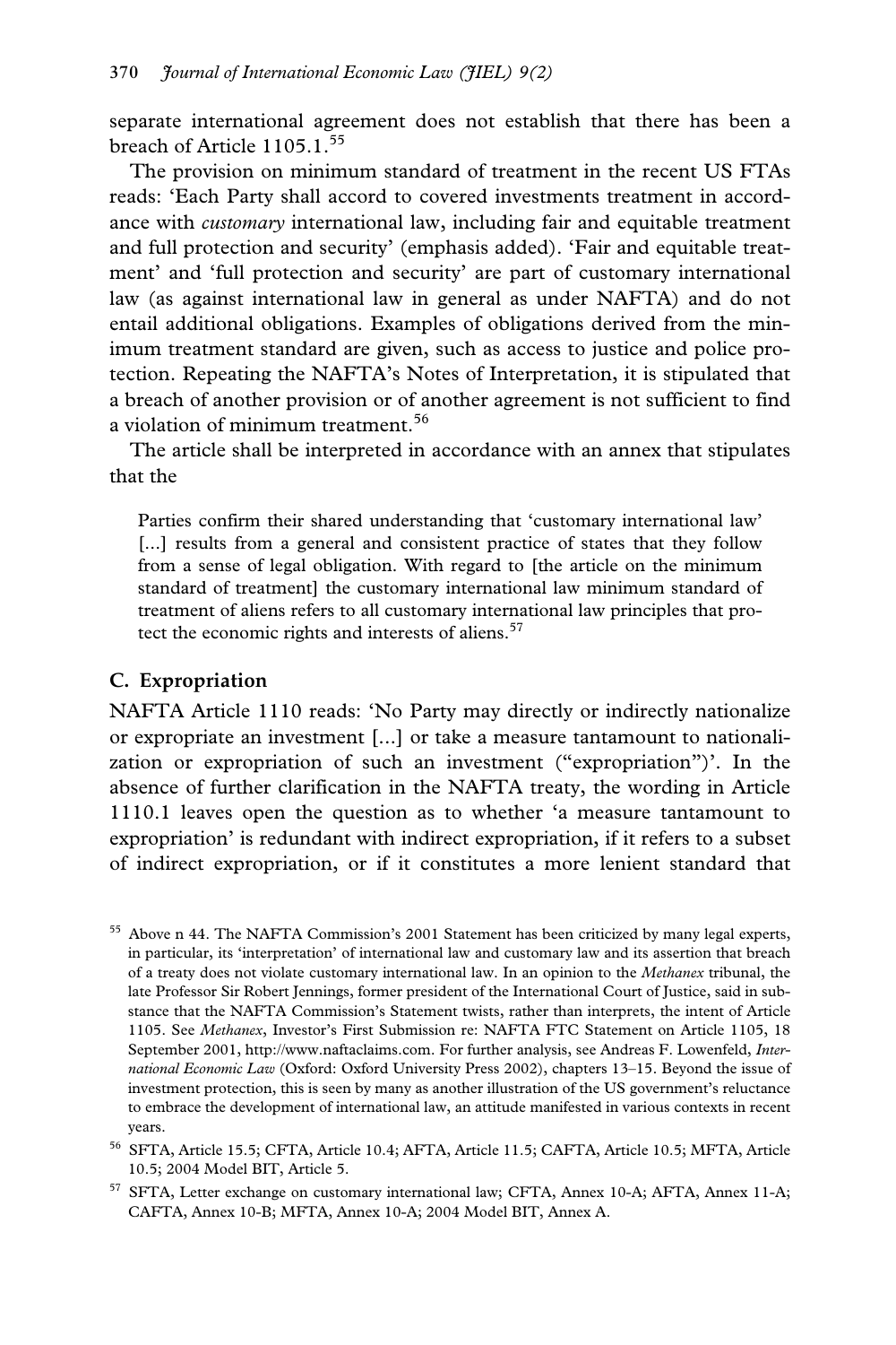separate international agreement does not establish that there has been a breach of Article 1105.1.[55]

The provision on minimum standard of treatment in the recent US FTAs reads: 'Each Party shall accord to covered investments treatment in accordance with *customary* international law, including fair and equitable treatment and full protection and security' (emphasis added). 'Fair and equitable treatment' and 'full protection and security' are part of customary international law (as against international law in general as under NAFTA) and do not entail additional obligations. Examples of obligations derived from the minimum treatment standard are given, such as access to justice and police protection. Repeating the NAFTA's Notes of Interpretation, it is stipulated that a breach of another provision or of another agreement is not sufficient to find a violation of minimum treatment.[56]

The article shall be interpreted in accordance with an annex that stipulates that the

> Parties confirm their shared understanding that 'customary international law' [...] results from a general and consistent practice of states that they follow from a sense of legal obligation. With regard to [the article on the minimum standard of treatment] the customary international law minimum standard of treatment of aliens refers to all customary international law principles that protect the economic rights and interests of aliens.[57]

### C. Expropriation

NAFTA Article 1110 reads: 'No Party may directly or indirectly nationalize or expropriate an investment [...] or take a measure tantamount to nationalization or expropriation of such an investment ("expropriation")'. In the absence of further clarification in the NAFTA treaty, the wording in Article 1110.1 leaves open the question as to whether 'a measure tantamount to expropriation' is redundant with indirect expropriation, if it refers to a subset of indirect expropriation, or if it constitutes a more lenient standard that

---

[55] Above n 44. The NAFTA Commission's 2001 Statement has been criticized by many legal experts, in particular, its 'interpretation' of international law and customary law and its assertion that breach of a treaty does not violate customary international law. In an opinion to the *Methanex* tribunal, the late Professor Sir Robert Jennings, former president of the International Court of Justice, said in substance that the NAFTA Commission's Statement twists, rather than interprets, the intent of Article 1105. See *Methanex*, Investor's First Submission re: NAFTA FTC Statement on Article 1105, 18 September 2001, http://www.naftaclaims.com. For further analysis, see Andreas F. Lowenfeld, *International Economic Law* (Oxford: Oxford University Press 2002), chapters 13–15. Beyond the issue of investment protection, this is seen by many as another illustration of the US government's reluctance to embrace the development of international law, an attitude manifested in various contexts in recent years.

[56] SFTA, Article 15.5; CFTA, Article 10.4; AFTA, Article 11.5; CAFTA, Article 10.5; MFTA, Article 10.5; 2004 Model BIT, Article 5.

[57] SFTA, Letter exchange on customary international law; CFTA, Annex 10-A; AFTA, Annex 11-A; CAFTA, Annex 10-B; MFTA, Annex 10-A; 2004 Model BIT, Annex A.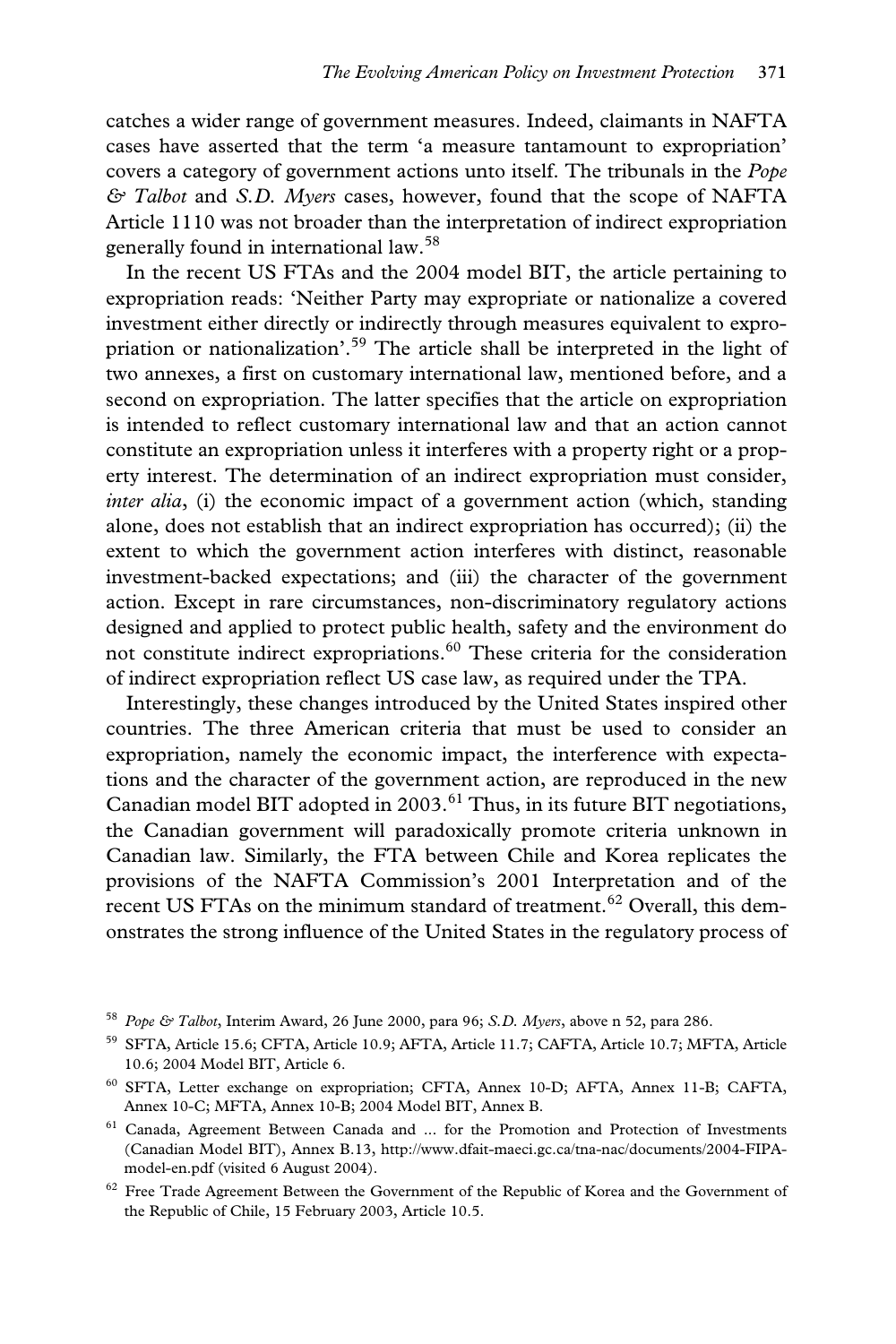catches a wider range of government measures. Indeed, claimants in NAFTA cases have asserted that the term 'a measure tantamount to expropriation' covers a category of government actions unto itself. The tribunals in the *Pope & Talbot* and *S.D. Myers* cases, however, found that the scope of NAFTA Article 1110 was not broader than the interpretation of indirect expropriation generally found in international law.[58]

In the recent US FTAs and the 2004 model BIT, the article pertaining to expropriation reads: 'Neither Party may expropriate or nationalize a covered investment either directly or indirectly through measures equivalent to expropriation or nationalization'.[59] The article shall be interpreted in the light of two annexes, a first on customary international law, mentioned before, and a second on expropriation. The latter specifies that the article on expropriation is intended to reflect customary international law and that an action cannot constitute an expropriation unless it interferes with a property right or a property interest. The determination of an indirect expropriation must consider, *inter alia*, (i) the economic impact of a government action (which, standing alone, does not establish that an indirect expropriation has occurred); (ii) the extent to which the government action interferes with distinct, reasonable investment-backed expectations; and (iii) the character of the government action. Except in rare circumstances, non-discriminatory regulatory actions designed and applied to protect public health, safety and the environment do not constitute indirect expropriations.[60] These criteria for the consideration of indirect expropriation reflect US case law, as required under the TPA.

Interestingly, these changes introduced by the United States inspired other countries. The three American criteria that must be used to consider an expropriation, namely the economic impact, the interference with expectations and the character of the government action, are reproduced in the new Canadian model BIT adopted in 2003.[61] Thus, in its future BIT negotiations, the Canadian government will paradoxically promote criteria unknown in Canadian law. Similarly, the FTA between Chile and Korea replicates the provisions of the NAFTA Commission's 2001 Interpretation and of the recent US FTAs on the minimum standard of treatment.[62] Overall, this demonstrates the strong influence of the United States in the regulatory process of

---

[58] *Pope & Talbot*, Interim Award, 26 June 2000, para 96; *S.D. Myers*, above n 52, para 286.

[59] SFTA, Article 15.6; CFTA, Article 10.9; AFTA, Article 11.7; CAFTA, Article 10.7; MFTA, Article 10.6; 2004 Model BIT, Article 6.

[60] SFTA, Letter exchange on expropriation; CFTA, Annex 10-D; AFTA, Annex 11-B; CAFTA, Annex 10-C; MFTA, Annex 10-B; 2004 Model BIT, Annex B.

[61] Canada, Agreement Between Canada and ... for the Promotion and Protection of Investments (Canadian Model BIT), Annex B.13, http://www.dfait-maeci.gc.ca/tna-nac/documents/2004-FIPA-model-en.pdf (visited 6 August 2004).

[62] Free Trade Agreement Between the Government of the Republic of Korea and the Government of the Republic of Chile, 15 February 2003, Article 10.5.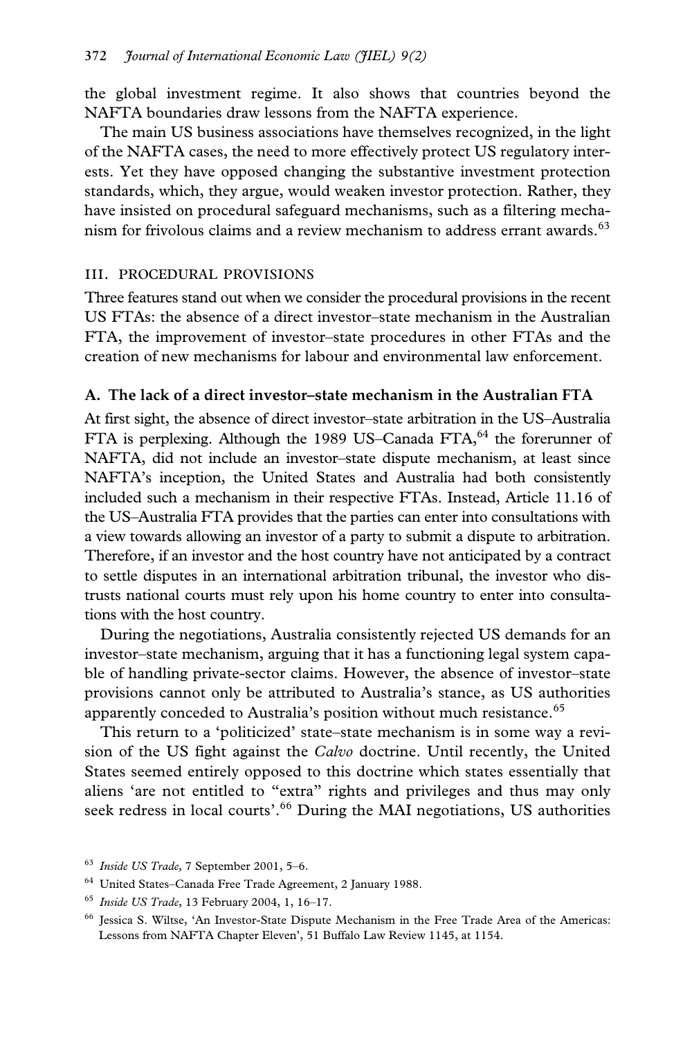the global investment regime. It also shows that countries beyond the NAFTA boundaries draw lessons from the NAFTA experience.

The main US business associations have themselves recognized, in the light of the NAFTA cases, the need to more effectively protect US regulatory interests. Yet they have opposed changing the substantive investment protection standards, which, they argue, would weaken investor protection. Rather, they have insisted on procedural safeguard mechanisms, such as a filtering mechanism for frivolous claims and a review mechanism to address errant awards.[63]

## III. PROCEDURAL PROVISIONS

Three features stand out when we consider the procedural provisions in the recent US FTAs: the absence of a direct investor–state mechanism in the Australian FTA, the improvement of investor–state procedures in other FTAs and the creation of new mechanisms for labour and environmental law enforcement.

### A. The lack of a direct investor–state mechanism in the Australian FTA

At first sight, the absence of direct investor–state arbitration in the US–Australia FTA is perplexing. Although the 1989 US–Canada FTA,[64] the forerunner of NAFTA, did not include an investor–state dispute mechanism, at least since NAFTA's inception, the United States and Australia had both consistently included such a mechanism in their respective FTAs. Instead, Article 11.16 of the US–Australia FTA provides that the parties can enter into consultations with a view towards allowing an investor of a party to submit a dispute to arbitration. Therefore, if an investor and the host country have not anticipated by a contract to settle disputes in an international arbitration tribunal, the investor who distrusts national courts must rely upon his home country to enter into consultations with the host country.

During the negotiations, Australia consistently rejected US demands for an investor–state mechanism, arguing that it has a functioning legal system capable of handling private-sector claims. However, the absence of investor–state provisions cannot only be attributed to Australia's stance, as US authorities apparently conceded to Australia's position without much resistance.[65]

This return to a 'politicized' state–state mechanism is in some way a revision of the US fight against the *Calvo* doctrine. Until recently, the United States seemed entirely opposed to this doctrine which states essentially that aliens 'are not entitled to "extra" rights and privileges and thus may only seek redress in local courts'.[66] During the MAI negotiations, US authorities

[63] *Inside US Trade,* 7 September 2001, 5–6.

[64] United States–Canada Free Trade Agreement, 2 January 1988.

[65] *Inside US Trade*, 13 February 2004, 1, 16–17.

[66] Jessica S. Wiltse, 'An Investor-State Dispute Mechanism in the Free Trade Area of the Americas: Lessons from NAFTA Chapter Eleven', 51 Buffalo Law Review 1145, at 1154.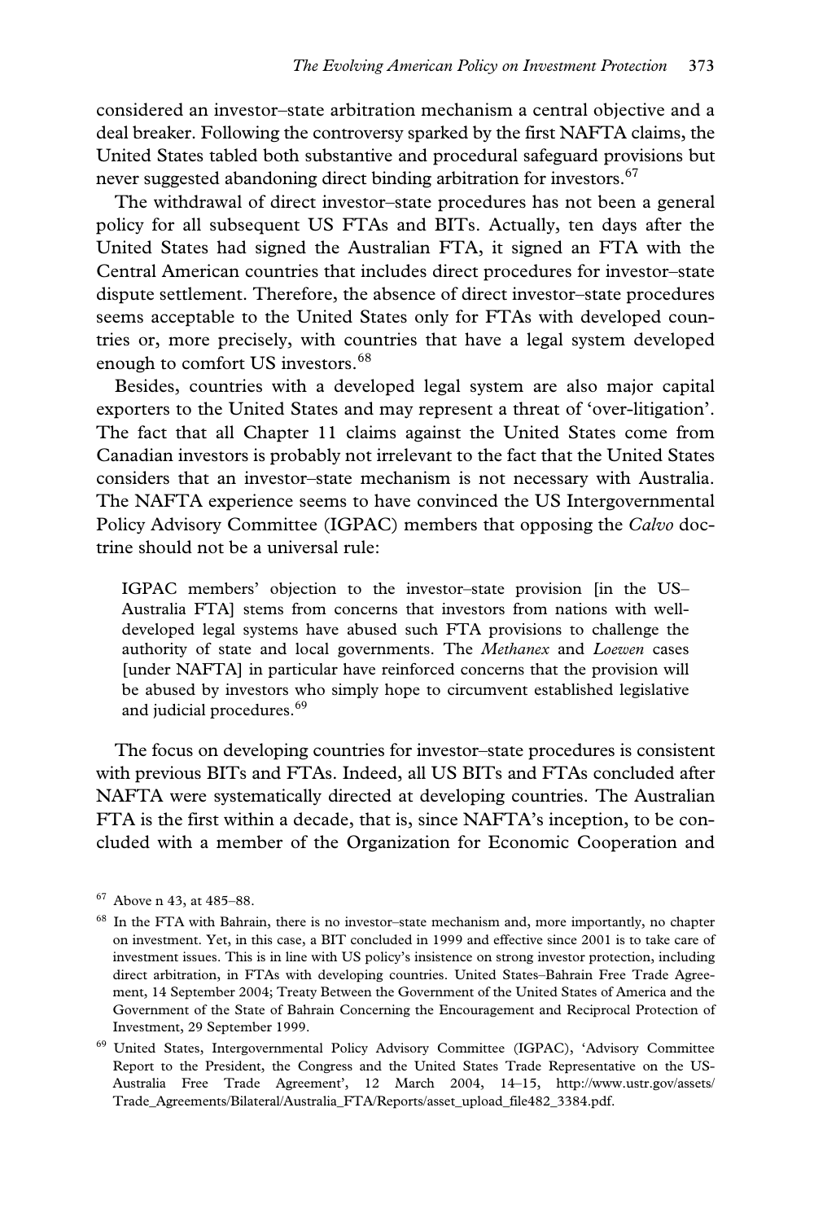considered an investor–state arbitration mechanism a central objective and a deal breaker. Following the controversy sparked by the first NAFTA claims, the United States tabled both substantive and procedural safeguard provisions but never suggested abandoning direct binding arbitration for investors.[67]

The withdrawal of direct investor–state procedures has not been a general policy for all subsequent US FTAs and BITs. Actually, ten days after the United States had signed the Australian FTA, it signed an FTA with the Central American countries that includes direct procedures for investor–state dispute settlement. Therefore, the absence of direct investor–state procedures seems acceptable to the United States only for FTAs with developed countries or, more precisely, with countries that have a legal system developed enough to comfort US investors.[68]

Besides, countries with a developed legal system are also major capital exporters to the United States and may represent a threat of 'over-litigation'. The fact that all Chapter 11 claims against the United States come from Canadian investors is probably not irrelevant to the fact that the United States considers that an investor–state mechanism is not necessary with Australia. The NAFTA experience seems to have convinced the US Intergovernmental Policy Advisory Committee (IGPAC) members that opposing the *Calvo* doctrine should not be a universal rule:

> IGPAC members' objection to the investor–state provision [in the US–Australia FTA] stems from concerns that investors from nations with well-developed legal systems have abused such FTA provisions to challenge the authority of state and local governments. The *Methanex* and *Loewen* cases [under NAFTA] in particular have reinforced concerns that the provision will be abused by investors who simply hope to circumvent established legislative and judicial procedures.[69]

The focus on developing countries for investor–state procedures is consistent with previous BITs and FTAs. Indeed, all US BITs and FTAs concluded after NAFTA were systematically directed at developing countries. The Australian FTA is the first within a decade, that is, since NAFTA's inception, to be concluded with a member of the Organization for Economic Cooperation and

---

[67] Above n 43, at 485–88.

[68] In the FTA with Bahrain, there is no investor–state mechanism and, more importantly, no chapter on investment. Yet, in this case, a BIT concluded in 1999 and effective since 2001 is to take care of investment issues. This is in line with US policy's insistence on strong investor protection, including direct arbitration, in FTAs with developing countries. United States–Bahrain Free Trade Agreement, 14 September 2004; Treaty Between the Government of the United States of America and the Government of the State of Bahrain Concerning the Encouragement and Reciprocal Protection of Investment, 29 September 1999.

[69] United States, Intergovernmental Policy Advisory Committee (IGPAC), 'Advisory Committee Report to the President, the Congress and the United States Trade Representative on the US-Australia Free Trade Agreement', 12 March 2004, 14–15, http://www.ustr.gov/assets/Trade_Agreements/Bilateral/Australia_FTA/Reports/asset_upload_file482_3384.pdf.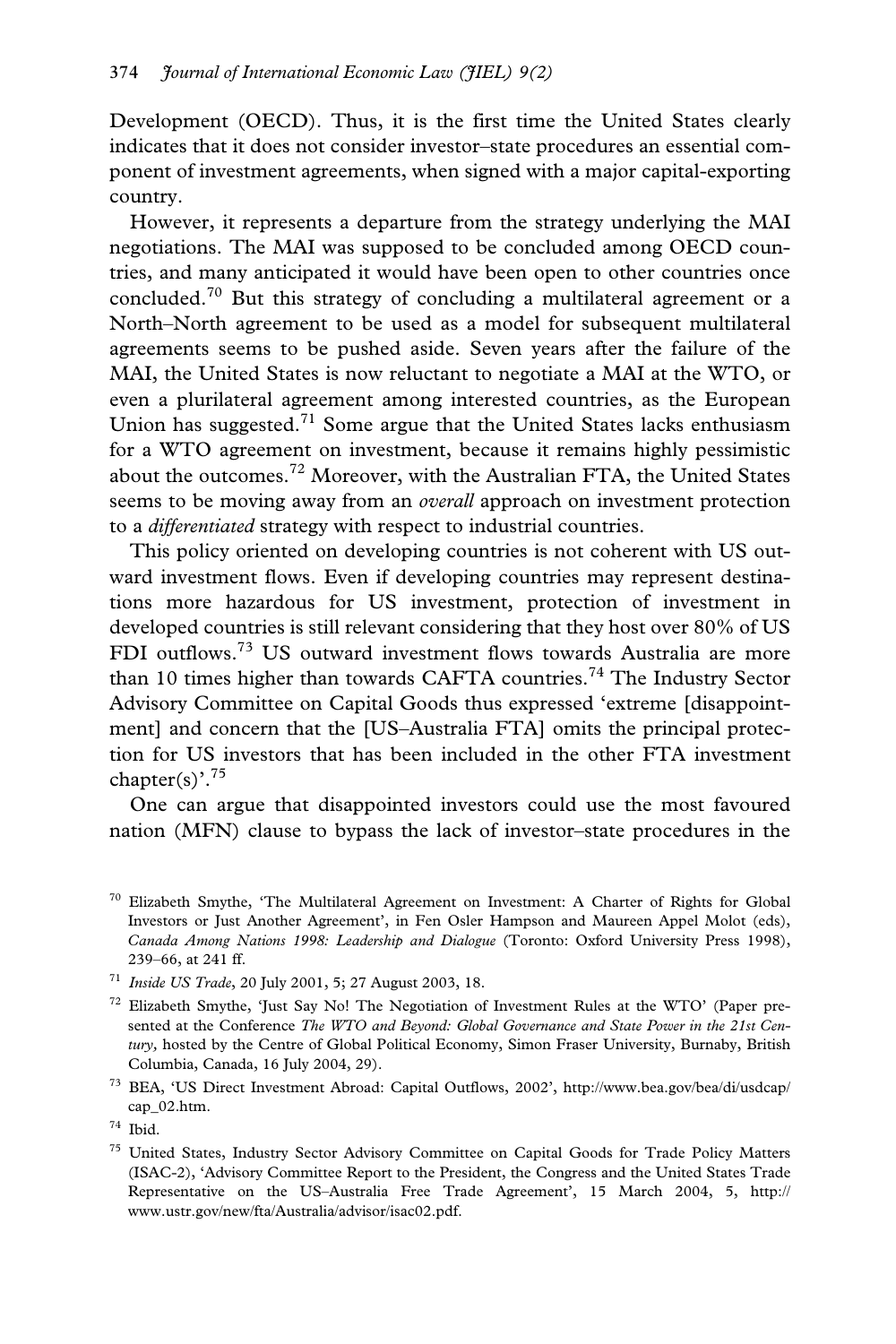Development (OECD). Thus, it is the first time the United States clearly indicates that it does not consider investor–state procedures an essential component of investment agreements, when signed with a major capital-exporting country.

However, it represents a departure from the strategy underlying the MAI negotiations. The MAI was supposed to be concluded among OECD countries, and many anticipated it would have been open to other countries once concluded.[70] But this strategy of concluding a multilateral agreement or a North–North agreement to be used as a model for subsequent multilateral agreements seems to be pushed aside. Seven years after the failure of the MAI, the United States is now reluctant to negotiate a MAI at the WTO, or even a plurilateral agreement among interested countries, as the European Union has suggested.[71] Some argue that the United States lacks enthusiasm for a WTO agreement on investment, because it remains highly pessimistic about the outcomes.[72] Moreover, with the Australian FTA, the United States seems to be moving away from an *overall* approach on investment protection to a *differentiated* strategy with respect to industrial countries.

This policy oriented on developing countries is not coherent with US outward investment flows. Even if developing countries may represent destinations more hazardous for US investment, protection of investment in developed countries is still relevant considering that they host over 80% of US FDI outflows.[73] US outward investment flows towards Australia are more than 10 times higher than towards CAFTA countries.[74] The Industry Sector Advisory Committee on Capital Goods thus expressed 'extreme [disappointment] and concern that the [US–Australia FTA] omits the principal protection for US investors that has been included in the other FTA investment chapter(s)'.[75]

One can argue that disappointed investors could use the most favoured nation (MFN) clause to bypass the lack of investor–state procedures in the

---

[70] Elizabeth Smythe, 'The Multilateral Agreement on Investment: A Charter of Rights for Global Investors or Just Another Agreement', in Fen Osler Hampson and Maureen Appel Molot (eds), *Canada Among Nations 1998: Leadership and Dialogue* (Toronto: Oxford University Press 1998), 239–66, at 241 ff.

[71] *Inside US Trade*, 20 July 2001, 5; 27 August 2003, 18.

[72] Elizabeth Smythe, 'Just Say No! The Negotiation of Investment Rules at the WTO' (Paper presented at the Conference *The WTO and Beyond: Global Governance and State Power in the 21st Century,* hosted by the Centre of Global Political Economy, Simon Fraser University, Burnaby, British Columbia, Canada, 16 July 2004, 29).

[73] BEA, 'US Direct Investment Abroad: Capital Outflows, 2002', http://www.bea.gov/bea/di/usdcap/cap_02.htm.

[74] Ibid.

[75] United States, Industry Sector Advisory Committee on Capital Goods for Trade Policy Matters (ISAC-2), 'Advisory Committee Report to the President, the Congress and the United States Trade Representative on the US–Australia Free Trade Agreement', 15 March 2004, 5, http://www.ustr.gov/new/fta/Australia/advisor/isac02.pdf.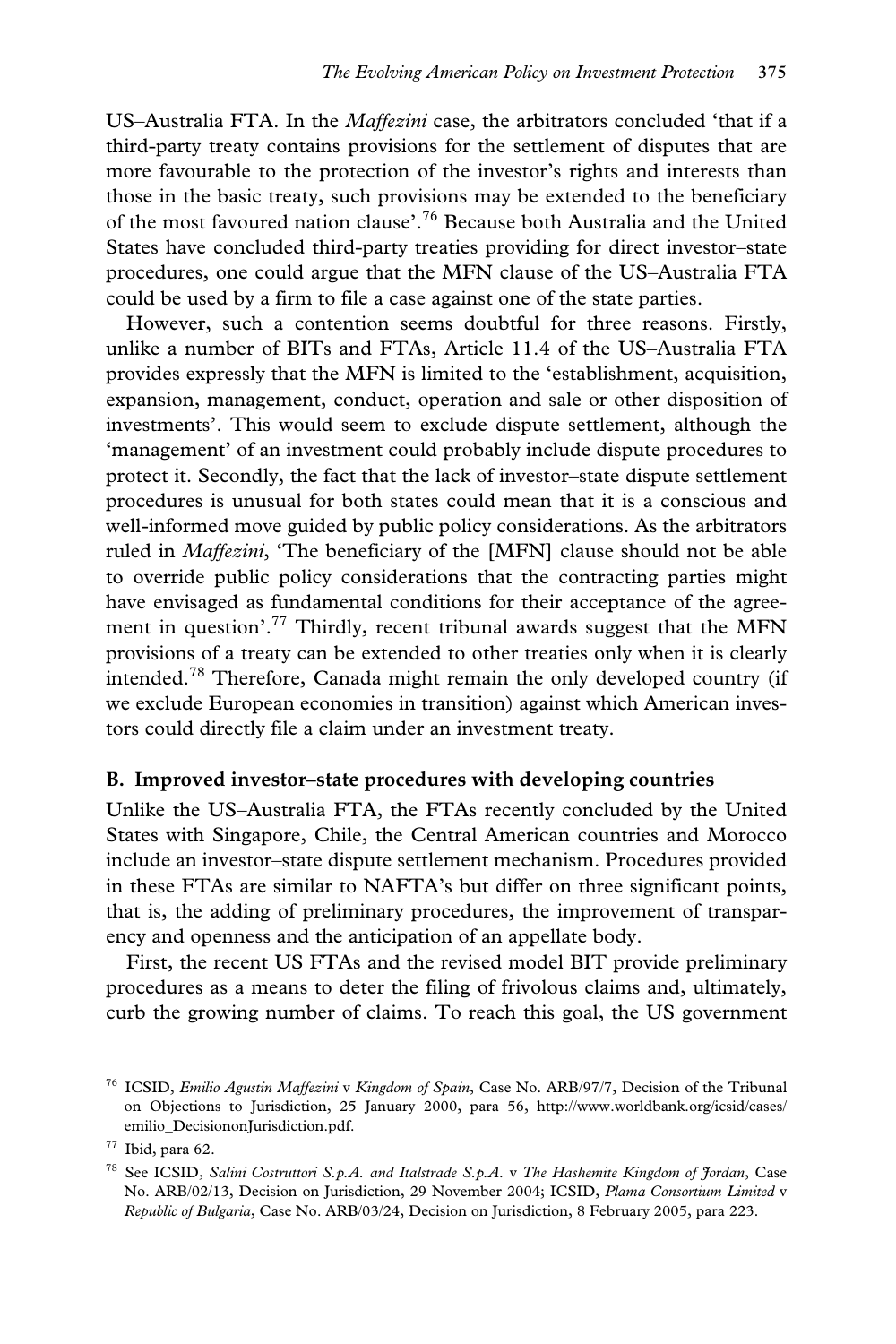US–Australia FTA. In the *Maffezini* case, the arbitrators concluded 'that if a third-party treaty contains provisions for the settlement of disputes that are more favourable to the protection of the investor's rights and interests than those in the basic treaty, such provisions may be extended to the beneficiary of the most favoured nation clause'.[76] Because both Australia and the United States have concluded third-party treaties providing for direct investor–state procedures, one could argue that the MFN clause of the US–Australia FTA could be used by a firm to file a case against one of the state parties.

However, such a contention seems doubtful for three reasons. Firstly, unlike a number of BITs and FTAs, Article 11.4 of the US–Australia FTA provides expressly that the MFN is limited to the 'establishment, acquisition, expansion, management, conduct, operation and sale or other disposition of investments'. This would seem to exclude dispute settlement, although the 'management' of an investment could probably include dispute procedures to protect it. Secondly, the fact that the lack of investor–state dispute settlement procedures is unusual for both states could mean that it is a conscious and well-informed move guided by public policy considerations. As the arbitrators ruled in *Maffezini*, 'The beneficiary of the [MFN] clause should not be able to override public policy considerations that the contracting parties might have envisaged as fundamental conditions for their acceptance of the agreement in question'.[77] Thirdly, recent tribunal awards suggest that the MFN provisions of a treaty can be extended to other treaties only when it is clearly intended.[78] Therefore, Canada might remain the only developed country (if we exclude European economies in transition) against which American investors could directly file a claim under an investment treaty.

### B. Improved investor–state procedures with developing countries

Unlike the US–Australia FTA, the FTAs recently concluded by the United States with Singapore, Chile, the Central American countries and Morocco include an investor–state dispute settlement mechanism. Procedures provided in these FTAs are similar to NAFTA's but differ on three significant points, that is, the adding of preliminary procedures, the improvement of transparency and openness and the anticipation of an appellate body.

First, the recent US FTAs and the revised model BIT provide preliminary procedures as a means to deter the filing of frivolous claims and, ultimately, curb the growing number of claims. To reach this goal, the US government

---

[76] ICSID, *Emilio Agustin Maffezini* v *Kingdom of Spain*, Case No. ARB/97/7, Decision of the Tribunal on Objections to Jurisdiction, 25 January 2000, para 56, http://www.worldbank.org/icsid/cases/emilio_DecisiononJurisdiction.pdf.

[77] Ibid, para 62.

[78] See ICSID, *Salini Costruttori S.p.A. and Italstrade S.p.A.* v *The Hashemite Kingdom of Jordan*, Case No. ARB/02/13, Decision on Jurisdiction, 29 November 2004; ICSID, *Plama Consortium Limited* v *Republic of Bulgaria*, Case No. ARB/03/24, Decision on Jurisdiction, 8 February 2005, para 223.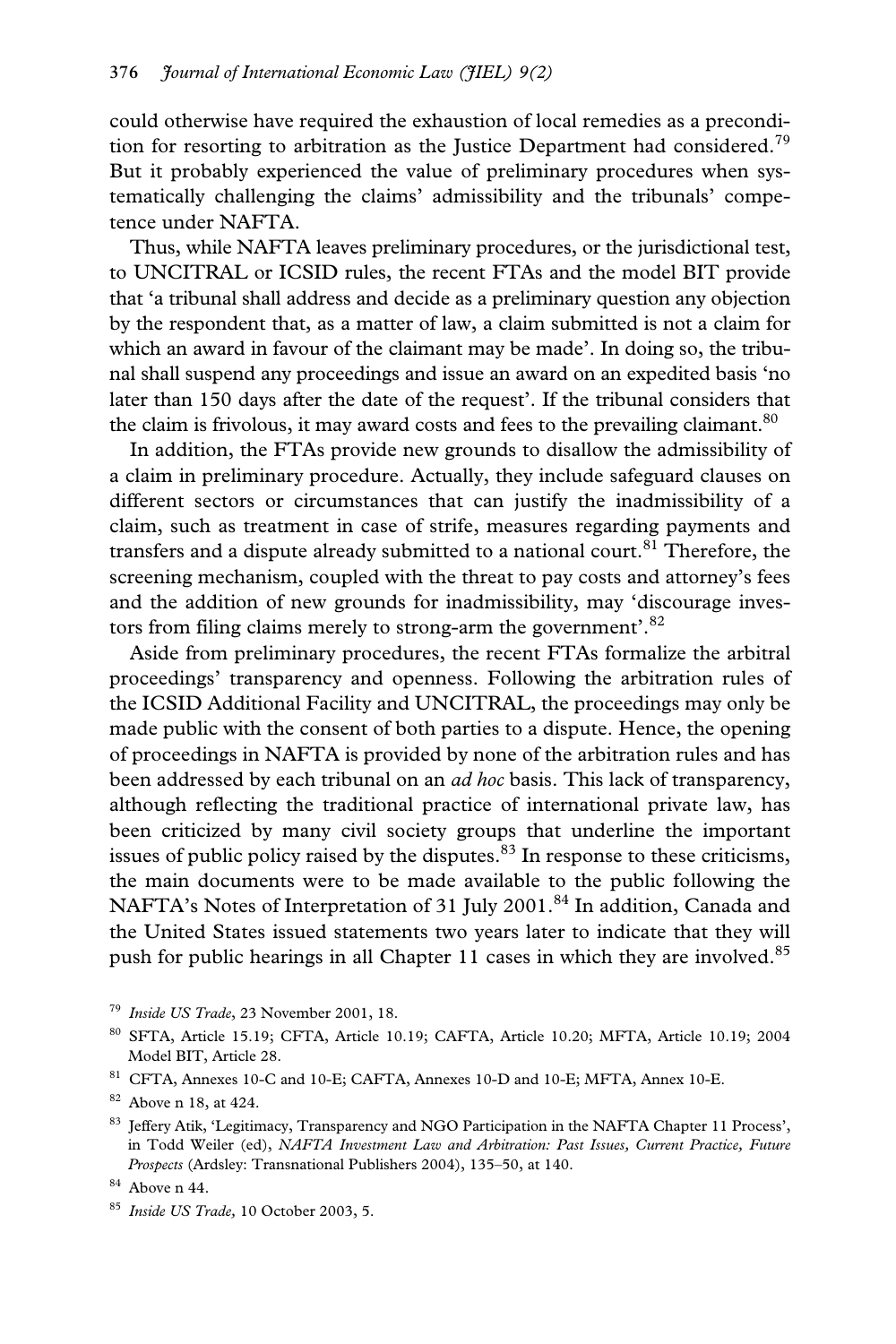could otherwise have required the exhaustion of local remedies as a precondition for resorting to arbitration as the Justice Department had considered.[79] But it probably experienced the value of preliminary procedures when systematically challenging the claims' admissibility and the tribunals' competence under NAFTA.

Thus, while NAFTA leaves preliminary procedures, or the jurisdictional test, to UNCITRAL or ICSID rules, the recent FTAs and the model BIT provide that 'a tribunal shall address and decide as a preliminary question any objection by the respondent that, as a matter of law, a claim submitted is not a claim for which an award in favour of the claimant may be made'. In doing so, the tribunal shall suspend any proceedings and issue an award on an expedited basis 'no later than 150 days after the date of the request'. If the tribunal considers that the claim is frivolous, it may award costs and fees to the prevailing claimant.[80]

In addition, the FTAs provide new grounds to disallow the admissibility of a claim in preliminary procedure. Actually, they include safeguard clauses on different sectors or circumstances that can justify the inadmissibility of a claim, such as treatment in case of strife, measures regarding payments and transfers and a dispute already submitted to a national court.[81] Therefore, the screening mechanism, coupled with the threat to pay costs and attorney's fees and the addition of new grounds for inadmissibility, may 'discourage investors from filing claims merely to strong-arm the government'.[82]

Aside from preliminary procedures, the recent FTAs formalize the arbitral proceedings' transparency and openness. Following the arbitration rules of the ICSID Additional Facility and UNCITRAL, the proceedings may only be made public with the consent of both parties to a dispute. Hence, the opening of proceedings in NAFTA is provided by none of the arbitration rules and has been addressed by each tribunal on an *ad hoc* basis. This lack of transparency, although reflecting the traditional practice of international private law, has been criticized by many civil society groups that underline the important issues of public policy raised by the disputes.[83] In response to these criticisms, the main documents were to be made available to the public following the NAFTA's Notes of Interpretation of 31 July 2001.[84] In addition, Canada and the United States issued statements two years later to indicate that they will push for public hearings in all Chapter 11 cases in which they are involved.[85]

---

[79] *Inside US Trade*, 23 November 2001, 18.

[80] SFTA, Article 15.19; CFTA, Article 10.19; CAFTA, Article 10.20; MFTA, Article 10.19; 2004 Model BIT, Article 28.

[81] CFTA, Annexes 10-C and 10-E; CAFTA, Annexes 10-D and 10-E; MFTA, Annex 10-E.

[82] Above n 18, at 424.

[83] Jeffery Atik, 'Legitimacy, Transparency and NGO Participation in the NAFTA Chapter 11 Process', in Todd Weiler (ed), *NAFTA Investment Law and Arbitration: Past Issues, Current Practice, Future Prospects* (Ardsley: Transnational Publishers 2004), 135–50, at 140.

[84] Above n 44.

[85] *Inside US Trade,* 10 October 2003, 5.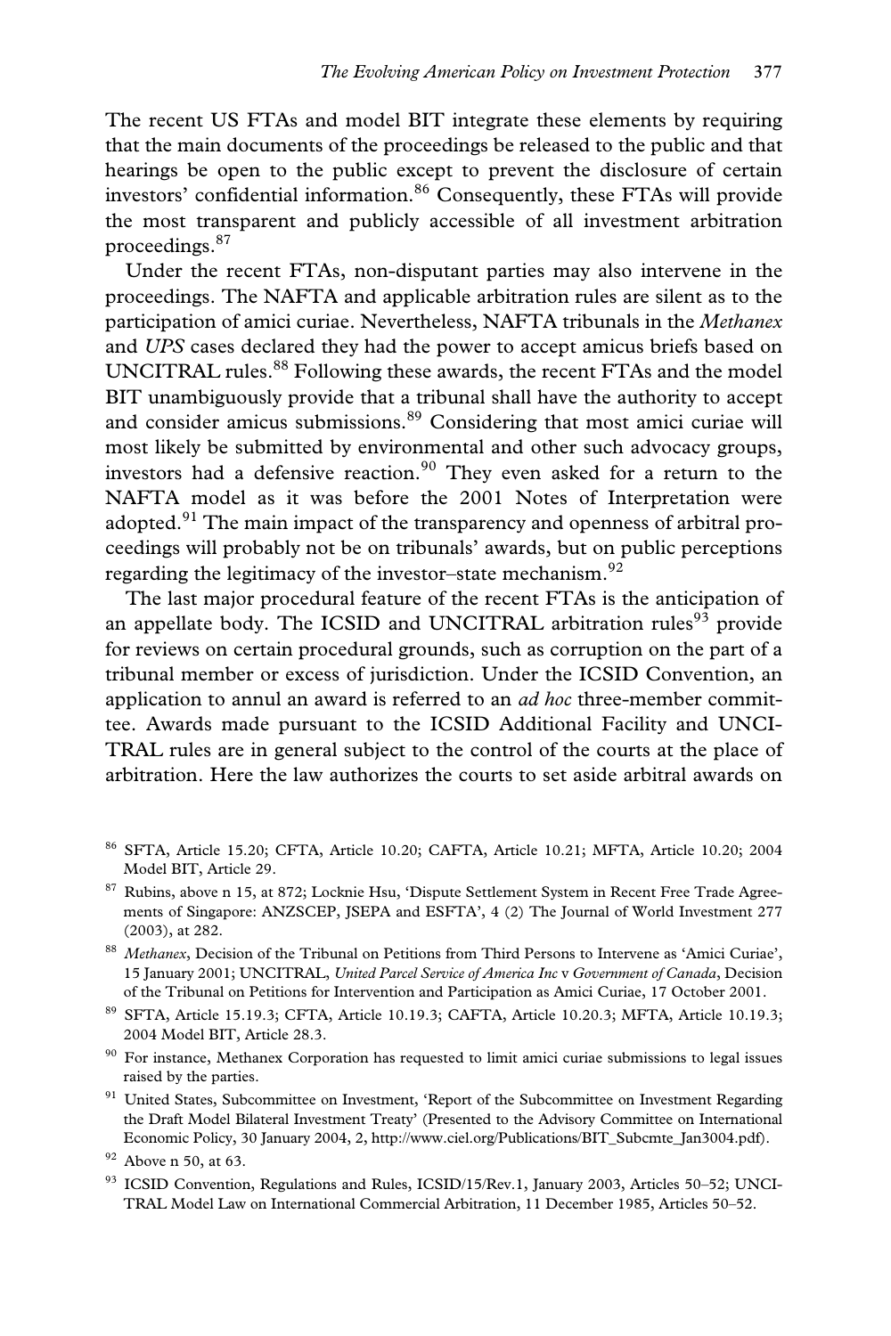The recent US FTAs and model BIT integrate these elements by requiring that the main documents of the proceedings be released to the public and that hearings be open to the public except to prevent the disclosure of certain investors' confidential information.[86] Consequently, these FTAs will provide the most transparent and publicly accessible of all investment arbitration proceedings.[87]

Under the recent FTAs, non-disputant parties may also intervene in the proceedings. The NAFTA and applicable arbitration rules are silent as to the participation of amici curiae. Nevertheless, NAFTA tribunals in the *Methanex* and *UPS* cases declared they had the power to accept amicus briefs based on UNCITRAL rules.[88] Following these awards, the recent FTAs and the model BIT unambiguously provide that a tribunal shall have the authority to accept and consider amicus submissions.[89] Considering that most amici curiae will most likely be submitted by environmental and other such advocacy groups, investors had a defensive reaction.[90] They even asked for a return to the NAFTA model as it was before the 2001 Notes of Interpretation were adopted.[91] The main impact of the transparency and openness of arbitral proceedings will probably not be on tribunals' awards, but on public perceptions regarding the legitimacy of the investor–state mechanism.[92]

The last major procedural feature of the recent FTAs is the anticipation of an appellate body. The ICSID and UNCITRAL arbitration rules[93] provide for reviews on certain procedural grounds, such as corruption on the part of a tribunal member or excess of jurisdiction. Under the ICSID Convention, an application to annul an award is referred to an *ad hoc* three-member committee. Awards made pursuant to the ICSID Additional Facility and UNCITRAL rules are in general subject to the control of the courts at the place of arbitration. Here the law authorizes the courts to set aside arbitral awards on

---

[86] SFTA, Article 15.20; CFTA, Article 10.20; CAFTA, Article 10.21; MFTA, Article 10.20; 2004 Model BIT, Article 29.

[87] Rubins, above n 15, at 872; Locknie Hsu, 'Dispute Settlement System in Recent Free Trade Agreements of Singapore: ANZSCEP, JSEPA and ESFTA', 4 (2) The Journal of World Investment 277 (2003), at 282.

[88] *Methanex*, Decision of the Tribunal on Petitions from Third Persons to Intervene as 'Amici Curiae', 15 January 2001; UNCITRAL, *United Parcel Service of America Inc* v *Government of Canada*, Decision of the Tribunal on Petitions for Intervention and Participation as Amici Curiae, 17 October 2001.

[89] SFTA, Article 15.19.3; CFTA, Article 10.19.3; CAFTA, Article 10.20.3; MFTA, Article 10.19.3; 2004 Model BIT, Article 28.3.

[90] For instance, Methanex Corporation has requested to limit amici curiae submissions to legal issues raised by the parties.

[91] United States, Subcommittee on Investment, 'Report of the Subcommittee on Investment Regarding the Draft Model Bilateral Investment Treaty' (Presented to the Advisory Committee on International Economic Policy, 30 January 2004, 2, http://www.ciel.org/Publications/BIT_Subcmte_Jan3004.pdf).

[92] Above n 50, at 63.

[93] ICSID Convention, Regulations and Rules, ICSID/15/Rev.1, January 2003, Articles 50–52; UNCITRAL Model Law on International Commercial Arbitration, 11 December 1985, Articles 50–52.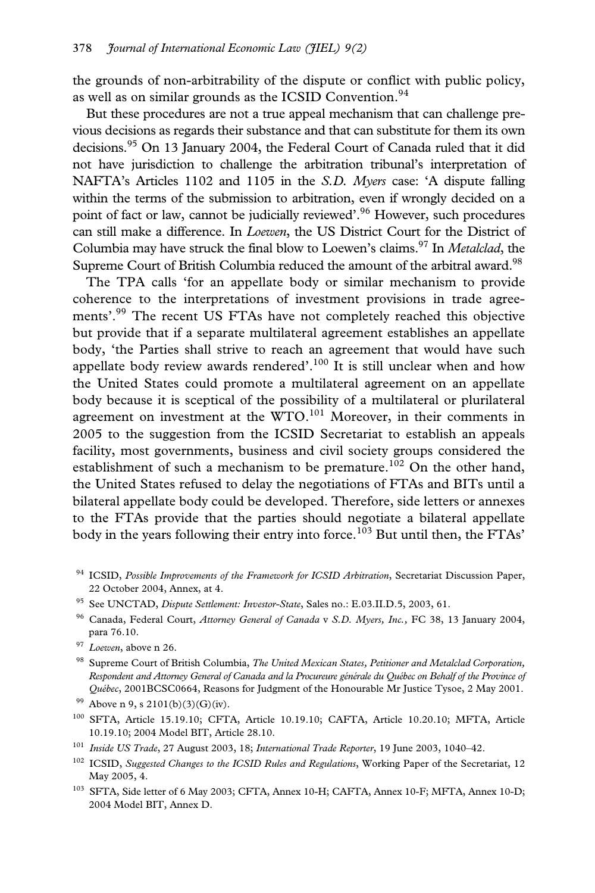the grounds of non-arbitrability of the dispute or conflict with public policy, as well as on similar grounds as the ICSID Convention.[94]

But these procedures are not a true appeal mechanism that can challenge previous decisions as regards their substance and that can substitute for them its own decisions.[95] On 13 January 2004, the Federal Court of Canada ruled that it did not have jurisdiction to challenge the arbitration tribunal's interpretation of NAFTA's Articles 1102 and 1105 in the *S.D. Myers* case: 'A dispute falling within the terms of the submission to arbitration, even if wrongly decided on a point of fact or law, cannot be judicially reviewed'.[96] However, such procedures can still make a difference. In *Loewen*, the US District Court for the District of Columbia may have struck the final blow to Loewen's claims.[97] In *Metalclad*, the Supreme Court of British Columbia reduced the amount of the arbitral award.[98]

The TPA calls 'for an appellate body or similar mechanism to provide coherence to the interpretations of investment provisions in trade agreements'.[99] The recent US FTAs have not completely reached this objective but provide that if a separate multilateral agreement establishes an appellate body, 'the Parties shall strive to reach an agreement that would have such appellate body review awards rendered'.[100] It is still unclear when and how the United States could promote a multilateral agreement on an appellate body because it is sceptical of the possibility of a multilateral or plurilateral agreement on investment at the WTO.[101] Moreover, in their comments in 2005 to the suggestion from the ICSID Secretariat to establish an appeals facility, most governments, business and civil society groups considered the establishment of such a mechanism to be premature.[102] On the other hand, the United States refused to delay the negotiations of FTAs and BITs until a bilateral appellate body could be developed. Therefore, side letters or annexes to the FTAs provide that the parties should negotiate a bilateral appellate body in the years following their entry into force.[103] But until then, the FTAs'

[94] ICSID, *Possible Improvements of the Framework for ICSID Arbitration*, Secretariat Discussion Paper, 22 October 2004, Annex, at 4.

[95] See UNCTAD, *Dispute Settlement: Investor-State*, Sales no.: E.03.II.D.5, 2003, 61.

[96] Canada, Federal Court, *Attorney General of Canada* v *S.D. Myers, Inc.*, FC 38, 13 January 2004, para 76.10.

[97] *Loewen*, above n 26.

[98] Supreme Court of British Columbia, *The United Mexican States, Petitioner and Metalclad Corporation, Respondent and Attorney General of Canada and la Procureure générale du Québec on Behalf of the Province of Québec*, 2001BCSC0664, Reasons for Judgment of the Honourable Mr Justice Tysoe, 2 May 2001.

[99] Above n 9, s 2101(b)(3)(G)(iv).

[100] SFTA, Article 15.19.10; CFTA, Article 10.19.10; CAFTA, Article 10.20.10; MFTA, Article 10.19.10; 2004 Model BIT, Article 28.10.

[101] *Inside US Trade*, 27 August 2003, 18; *International Trade Reporter*, 19 June 2003, 1040–42.

[102] ICSID, *Suggested Changes to the ICSID Rules and Regulations*, Working Paper of the Secretariat, 12 May 2005, 4.

[103] SFTA, Side letter of 6 May 2003; CFTA, Annex 10-H; CAFTA, Annex 10-F; MFTA, Annex 10-D; 2004 Model BIT, Annex D.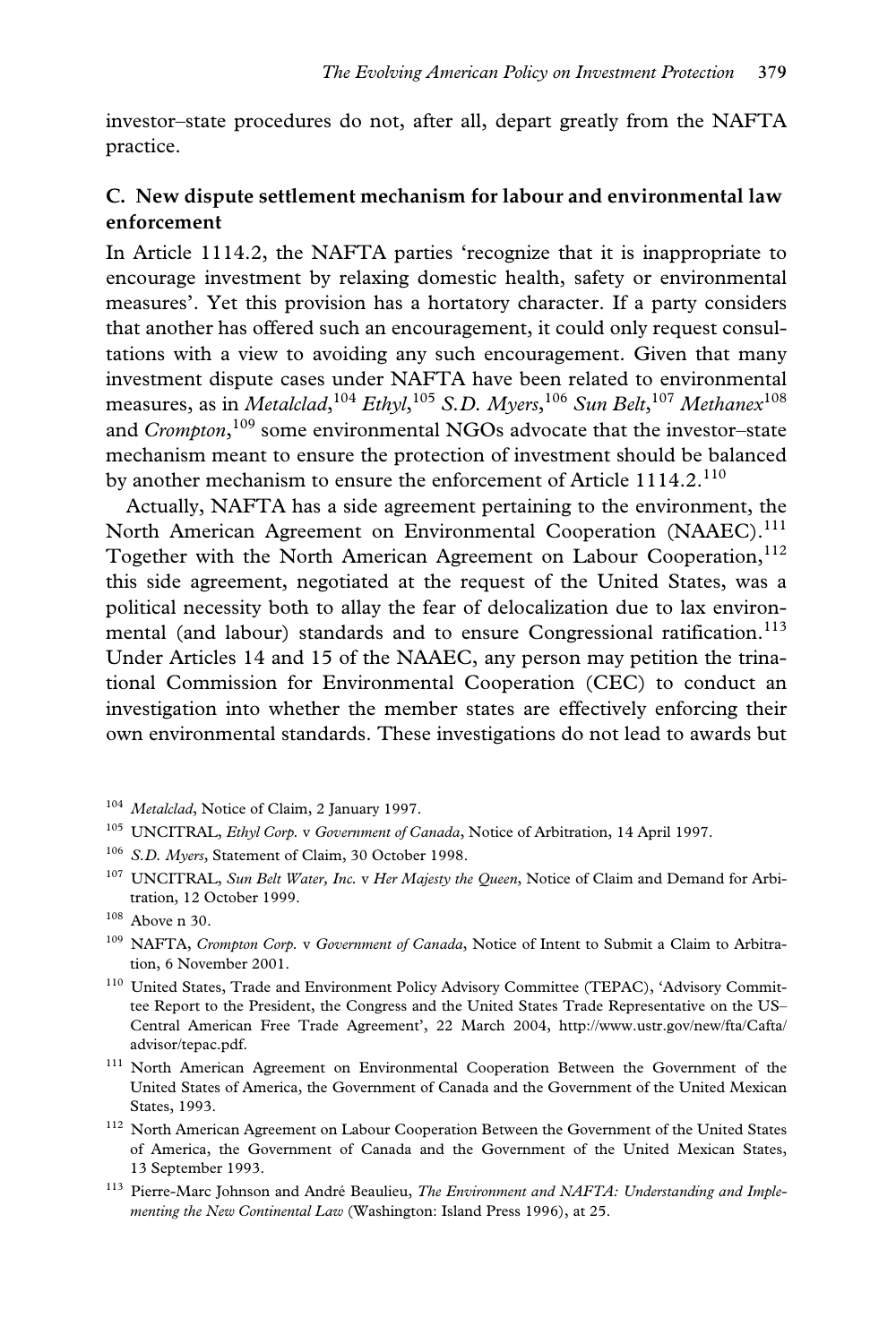investor–state procedures do not, after all, depart greatly from the NAFTA practice.

### C. New dispute settlement mechanism for labour and environmental law enforcement

In Article 1114.2, the NAFTA parties 'recognize that it is inappropriate to encourage investment by relaxing domestic health, safety or environmental measures'. Yet this provision has a hortatory character. If a party considers that another has offered such an encouragement, it could only request consultations with a view to avoiding any such encouragement. Given that many investment dispute cases under NAFTA have been related to environmental measures, as in *Metalclad*,[104] *Ethyl*,[105] *S.D. Myers*,[106] *Sun Belt*,[107] *Methanex*[108] and *Crompton*,[109] some environmental NGOs advocate that the investor–state mechanism meant to ensure the protection of investment should be balanced by another mechanism to ensure the enforcement of Article 1114.2.[110]

Actually, NAFTA has a side agreement pertaining to the environment, the North American Agreement on Environmental Cooperation (NAAEC).[111] Together with the North American Agreement on Labour Cooperation,[112] this side agreement, negotiated at the request of the United States, was a political necessity both to allay the fear of delocalization due to lax environmental (and labour) standards and to ensure Congressional ratification.[113] Under Articles 14 and 15 of the NAAEC, any person may petition the trinational Commission for Environmental Cooperation (CEC) to conduct an investigation into whether the member states are effectively enforcing their own environmental standards. These investigations do not lead to awards but

---

[104] *Metalclad*, Notice of Claim, 2 January 1997.

[105] UNCITRAL, *Ethyl Corp.* v *Government of Canada*, Notice of Arbitration, 14 April 1997.

[106] *S.D. Myers*, Statement of Claim, 30 October 1998.

[107] UNCITRAL, *Sun Belt Water, Inc.* v *Her Majesty the Queen*, Notice of Claim and Demand for Arbitration, 12 October 1999.

[108] Above n 30.

[109] NAFTA, *Crompton Corp.* v *Government of Canada*, Notice of Intent to Submit a Claim to Arbitration, 6 November 2001.

[110] United States, Trade and Environment Policy Advisory Committee (TEPAC), 'Advisory Committee Report to the President, the Congress and the United States Trade Representative on the US–Central American Free Trade Agreement', 22 March 2004, http://www.ustr.gov/new/fta/Cafta/advisor/tepac.pdf.

[111] North American Agreement on Environmental Cooperation Between the Government of the United States of America, the Government of Canada and the Government of the United Mexican States, 1993.

[112] North American Agreement on Labour Cooperation Between the Government of the United States of America, the Government of Canada and the Government of the United Mexican States, 13 September 1993.

[113] Pierre-Marc Johnson and André Beaulieu, *The Environment and NAFTA: Understanding and Implementing the New Continental Law* (Washington: Island Press 1996), at 25.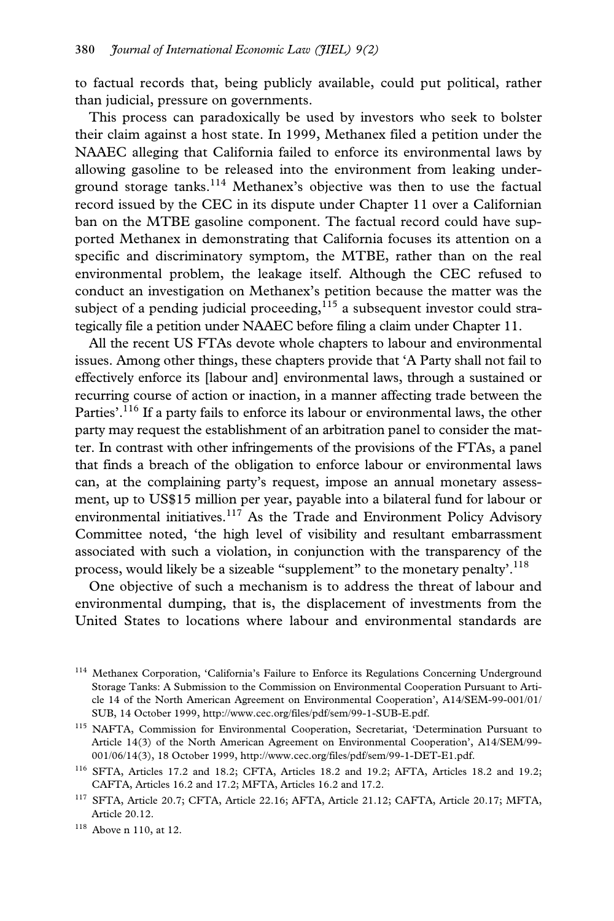to factual records that, being publicly available, could put political, rather than judicial, pressure on governments.

This process can paradoxically be used by investors who seek to bolster their claim against a host state. In 1999, Methanex filed a petition under the NAAEC alleging that California failed to enforce its environmental laws by allowing gasoline to be released into the environment from leaking underground storage tanks.[114] Methanex's objective was then to use the factual record issued by the CEC in its dispute under Chapter 11 over a Californian ban on the MTBE gasoline component. The factual record could have supported Methanex in demonstrating that California focuses its attention on a specific and discriminatory symptom, the MTBE, rather than on the real environmental problem, the leakage itself. Although the CEC refused to conduct an investigation on Methanex's petition because the matter was the subject of a pending judicial proceeding,[115] a subsequent investor could strategically file a petition under NAAEC before filing a claim under Chapter 11.

All the recent US FTAs devote whole chapters to labour and environmental issues. Among other things, these chapters provide that 'A Party shall not fail to effectively enforce its [labour and] environmental laws, through a sustained or recurring course of action or inaction, in a manner affecting trade between the Parties'.[116] If a party fails to enforce its labour or environmental laws, the other party may request the establishment of an arbitration panel to consider the matter. In contrast with other infringements of the provisions of the FTAs, a panel that finds a breach of the obligation to enforce labour or environmental laws can, at the complaining party's request, impose an annual monetary assessment, up to US$15 million per year, payable into a bilateral fund for labour or environmental initiatives.[117] As the Trade and Environment Policy Advisory Committee noted, 'the high level of visibility and resultant embarrassment associated with such a violation, in conjunction with the transparency of the process, would likely be a sizeable "supplement" to the monetary penalty'.[118]

One objective of such a mechanism is to address the threat of labour and environmental dumping, that is, the displacement of investments from the United States to locations where labour and environmental standards are

---

[114] Methanex Corporation, 'California's Failure to Enforce its Regulations Concerning Underground Storage Tanks: A Submission to the Commission on Environmental Cooperation Pursuant to Article 14 of the North American Agreement on Environmental Cooperation', A14/SEM-99-001/01/SUB, 14 October 1999, http://www.cec.org/files/pdf/sem/99-1-SUB-E.pdf.

[115] NAFTA, Commission for Environmental Cooperation, Secretariat, 'Determination Pursuant to Article 14(3) of the North American Agreement on Environmental Cooperation', A14/SEM/99-001/06/14(3), 18 October 1999, http://www.cec.org/files/pdf/sem/99-1-DET-E1.pdf.

[116] SFTA, Articles 17.2 and 18.2; CFTA, Articles 18.2 and 19.2; AFTA, Articles 18.2 and 19.2; CAFTA, Articles 16.2 and 17.2; MFTA, Articles 16.2 and 17.2.

[117] SFTA, Article 20.7; CFTA, Article 22.16; AFTA, Article 21.12; CAFTA, Article 20.17; MFTA, Article 20.12.

[118] Above n 110, at 12.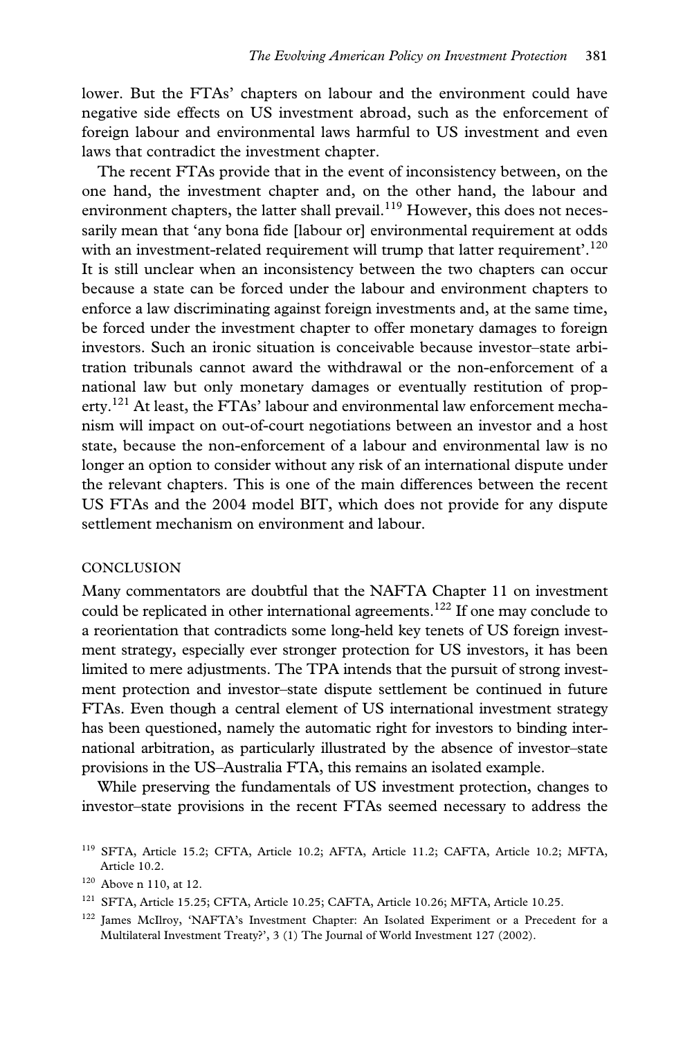lower. But the FTAs' chapters on labour and the environment could have negative side effects on US investment abroad, such as the enforcement of foreign labour and environmental laws harmful to US investment and even laws that contradict the investment chapter.

The recent FTAs provide that in the event of inconsistency between, on the one hand, the investment chapter and, on the other hand, the labour and environment chapters, the latter shall prevail.[119] However, this does not necessarily mean that 'any bona fide [labour or] environmental requirement at odds with an investment-related requirement will trump that latter requirement'.[120] It is still unclear when an inconsistency between the two chapters can occur because a state can be forced under the labour and environment chapters to enforce a law discriminating against foreign investments and, at the same time, be forced under the investment chapter to offer monetary damages to foreign investors. Such an ironic situation is conceivable because investor–state arbitration tribunals cannot award the withdrawal or the non-enforcement of a national law but only monetary damages or eventually restitution of property.[121] At least, the FTAs' labour and environmental law enforcement mechanism will impact on out-of-court negotiations between an investor and a host state, because the non-enforcement of a labour and environmental law is no longer an option to consider without any risk of an international dispute under the relevant chapters. This is one of the main differences between the recent US FTAs and the 2004 model BIT, which does not provide for any dispute settlement mechanism on environment and labour.

## CONCLUSION

Many commentators are doubtful that the NAFTA Chapter 11 on investment could be replicated in other international agreements.[122] If one may conclude to a reorientation that contradicts some long-held key tenets of US foreign investment strategy, especially ever stronger protection for US investors, it has been limited to mere adjustments. The TPA intends that the pursuit of strong investment protection and investor–state dispute settlement be continued in future FTAs. Even though a central element of US international investment strategy has been questioned, namely the automatic right for investors to binding international arbitration, as particularly illustrated by the absence of investor–state provisions in the US–Australia FTA, this remains an isolated example.

While preserving the fundamentals of US investment protection, changes to investor–state provisions in the recent FTAs seemed necessary to address the

---

[119] SFTA, Article 15.2; CFTA, Article 10.2; AFTA, Article 11.2; CAFTA, Article 10.2; MFTA, Article 10.2.

[120] Above n 110, at 12.

[121] SFTA, Article 15.25; CFTA, Article 10.25; CAFTA, Article 10.26; MFTA, Article 10.25.

[122] James McIlroy, 'NAFTA's Investment Chapter: An Isolated Experiment or a Precedent for a Multilateral Investment Treaty?', 3 (1) The Journal of World Investment 127 (2002).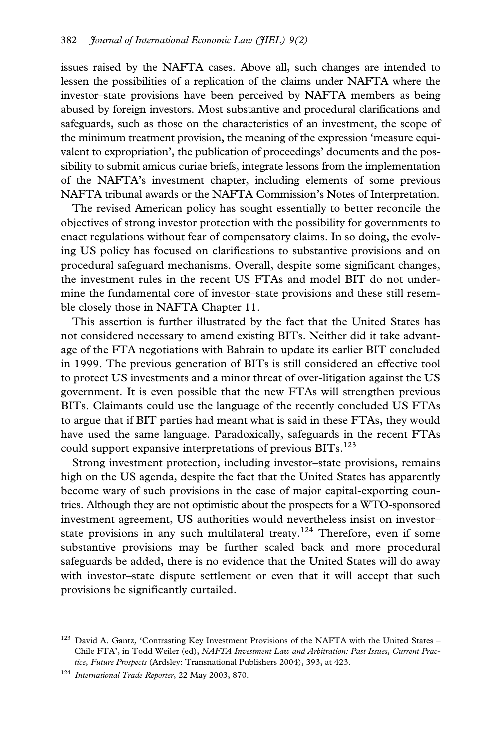issues raised by the NAFTA cases. Above all, such changes are intended to lessen the possibilities of a replication of the claims under NAFTA where the investor–state provisions have been perceived by NAFTA members as being abused by foreign investors. Most substantive and procedural clarifications and safeguards, such as those on the characteristics of an investment, the scope of the minimum treatment provision, the meaning of the expression 'measure equivalent to expropriation', the publication of proceedings' documents and the possibility to submit amicus curiae briefs, integrate lessons from the implementation of the NAFTA's investment chapter, including elements of some previous NAFTA tribunal awards or the NAFTA Commission's Notes of Interpretation.

The revised American policy has sought essentially to better reconcile the objectives of strong investor protection with the possibility for governments to enact regulations without fear of compensatory claims. In so doing, the evolving US policy has focused on clarifications to substantive provisions and on procedural safeguard mechanisms. Overall, despite some significant changes, the investment rules in the recent US FTAs and model BIT do not undermine the fundamental core of investor–state provisions and these still resemble closely those in NAFTA Chapter 11.

This assertion is further illustrated by the fact that the United States has not considered necessary to amend existing BITs. Neither did it take advantage of the FTA negotiations with Bahrain to update its earlier BIT concluded in 1999. The previous generation of BITs is still considered an effective tool to protect US investments and a minor threat of over-litigation against the US government. It is even possible that the new FTAs will strengthen previous BITs. Claimants could use the language of the recently concluded US FTAs to argue that if BIT parties had meant what is said in these FTAs, they would have used the same language. Paradoxically, safeguards in the recent FTAs could support expansive interpretations of previous BITs.[123]

Strong investment protection, including investor–state provisions, remains high on the US agenda, despite the fact that the United States has apparently become wary of such provisions in the case of major capital-exporting countries. Although they are not optimistic about the prospects for a WTO-sponsored investment agreement, US authorities would nevertheless insist on investor–state provisions in any such multilateral treaty.[124] Therefore, even if some substantive provisions may be further scaled back and more procedural safeguards be added, there is no evidence that the United States will do away with investor–state dispute settlement or even that it will accept that such provisions be significantly curtailed.

---

[123] David A. Gantz, 'Contrasting Key Investment Provisions of the NAFTA with the United States – Chile FTA', in Todd Weiler (ed), *NAFTA Investment Law and Arbitration: Past Issues, Current Practice, Future Prospects* (Ardsley: Transnational Publishers 2004), 393, at 423.

[124] *International Trade Reporter*, 22 May 2003, 870.